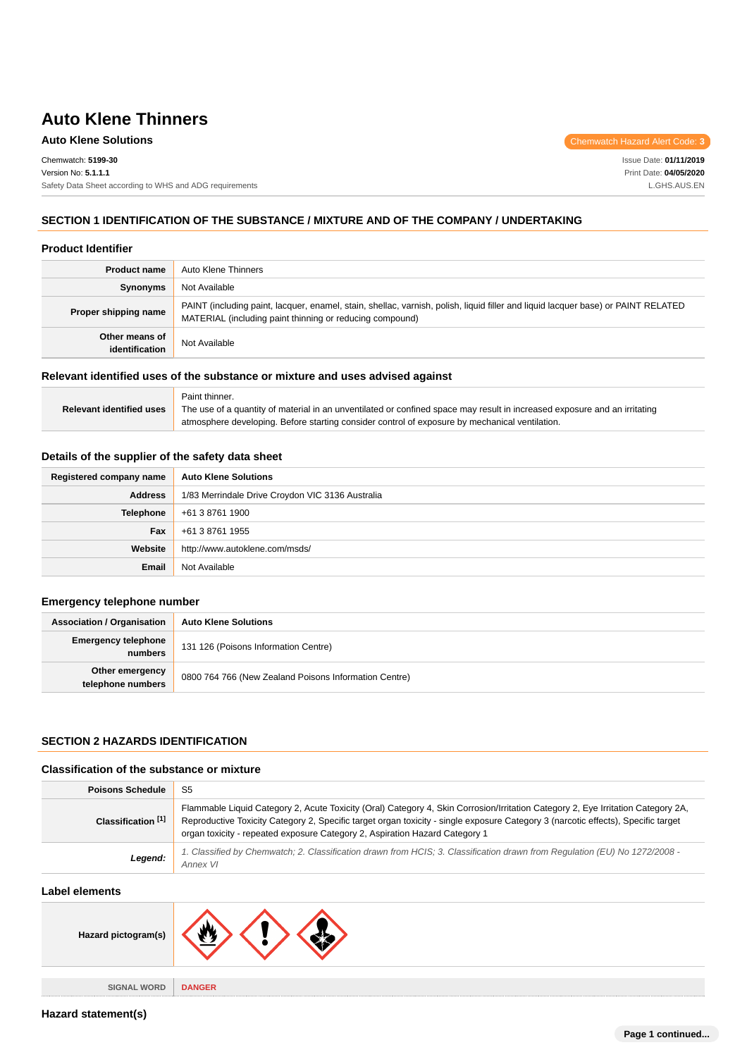# Auto Klene Thinners

**Auto Klene Solutions**

Chemwatch Hazard Alert Code: **3**

Chemwatch: **5199-30**
Version No: **5.1.1.1**
Safety Data Sheet according to WHS and ADG requirements

Issue Date: **01/11/2019**
Print Date: **04/05/2020**
L.GHS.AUS.EN

## SECTION 1 IDENTIFICATION OF THE SUBSTANCE / MIXTURE AND OF THE COMPANY / UNDERTAKING

### Product Identifier

| | |
|---|---|
| **Product name** | Auto Klene Thinners |
| **Synonyms** | Not Available |
| **Proper shipping name** | PAINT (including paint, lacquer, enamel, stain, shellac, varnish, polish, liquid filler and liquid lacquer base) or PAINT RELATED MATERIAL (including paint thinning or reducing compound) |
| **Other means of identification** | Not Available |

### Relevant identified uses of the substance or mixture and uses advised against

| | |
|---|---|
| **Relevant identified uses** | Paint thinner.<br>The use of a quantity of material in an unventilated or confined space may result in increased exposure and an irritating atmosphere developing. Before starting consider control of exposure by mechanical ventilation. |

### Details of the supplier of the safety data sheet

| | |
|---|---|
| **Registered company name** | **Auto Klene Solutions** |
| **Address** | 1/83 Merrindale Drive Croydon VIC 3136 Australia |
| **Telephone** | +61 3 8761 1900 |
| **Fax** | +61 3 8761 1955 |
| **Website** | http://www.autoklene.com/msds/ |
| **Email** | Not Available |

### Emergency telephone number

| | |
|---|---|
| **Association / Organisation** | **Auto Klene Solutions** |
| **Emergency telephone numbers** | 131 126 (Poisons Information Centre) |
| **Other emergency telephone numbers** | 0800 764 766 (New Zealand Poisons Information Centre) |

## SECTION 2 HAZARDS IDENTIFICATION

### Classification of the substance or mixture

| | |
|---|---|
| **Poisons Schedule** | S5 |
| **Classification [1]** | Flammable Liquid Category 2, Acute Toxicity (Oral) Category 4, Skin Corrosion/Irritation Category 2, Eye Irritation Category 2A, Reproductive Toxicity Category 2, Specific target organ toxicity - single exposure Category 3 (narcotic effects), Specific target organ toxicity - repeated exposure Category 2, Aspiration Hazard Category 1 |
| ***Legend:*** | *1. Classified by Chemwatch; 2. Classification drawn from HCIS; 3. Classification drawn from Regulation (EU) No 1272/2008 - Annex VI* |

### Label elements

| | |
|---|---|
| **Hazard pictogram(s)** | |
| **SIGNAL WORD** | **DANGER** |

### Hazard statement(s)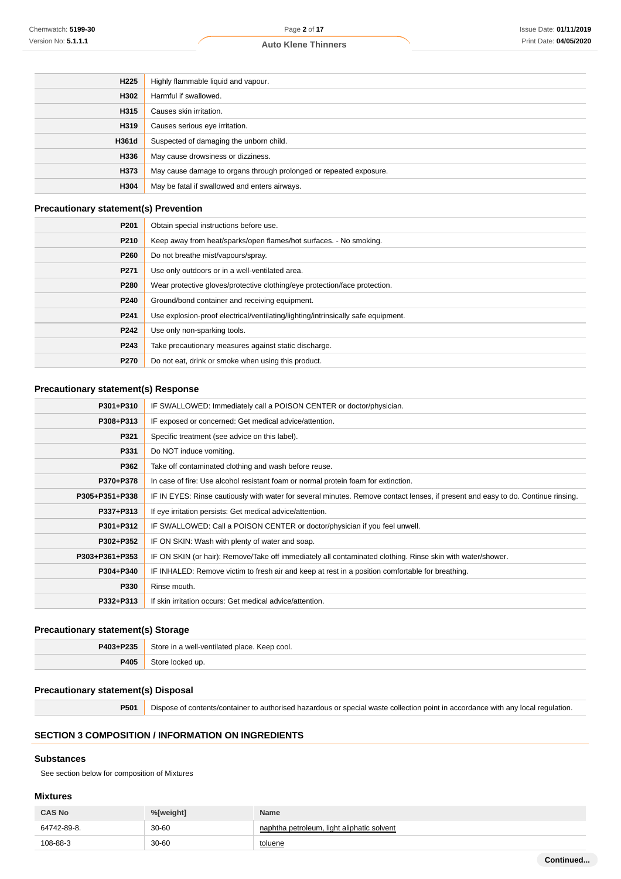| | |
|---|---|
| H225 | Highly flammable liquid and vapour. |
| H302 | Harmful if swallowed. |
| H315 | Causes skin irritation. |
| H319 | Causes serious eye irritation. |
| H361d | Suspected of damaging the unborn child. |
| H336 | May cause drowsiness or dizziness. |
| H373 | May cause damage to organs through prolonged or repeated exposure. |
| H304 | May be fatal if swallowed and enters airways. |

### Precautionary statement(s) Prevention

| | |
|---|---|
| P201 | Obtain special instructions before use. |
| P210 | Keep away from heat/sparks/open flames/hot surfaces. - No smoking. |
| P260 | Do not breathe mist/vapours/spray. |
| P271 | Use only outdoors or in a well-ventilated area. |
| P280 | Wear protective gloves/protective clothing/eye protection/face protection. |
| P240 | Ground/bond container and receiving equipment. |
| P241 | Use explosion-proof electrical/ventilating/lighting/intrinsically safe equipment. |
| P242 | Use only non-sparking tools. |
| P243 | Take precautionary measures against static discharge. |
| P270 | Do not eat, drink or smoke when using this product. |

### Precautionary statement(s) Response

| | |
|---|---|
| P301+P310 | IF SWALLOWED: Immediately call a POISON CENTER or doctor/physician. |
| P308+P313 | IF exposed or concerned: Get medical advice/attention. |
| P321 | Specific treatment (see advice on this label). |
| P331 | Do NOT induce vomiting. |
| P362 | Take off contaminated clothing and wash before reuse. |
| P370+P378 | In case of fire: Use alcohol resistant foam or normal protein foam for extinction. |
| P305+P351+P338 | IF IN EYES: Rinse cautiously with water for several minutes. Remove contact lenses, if present and easy to do. Continue rinsing. |
| P337+P313 | If eye irritation persists: Get medical advice/attention. |
| P301+P312 | IF SWALLOWED: Call a POISON CENTER or doctor/physician if you feel unwell. |
| P302+P352 | IF ON SKIN: Wash with plenty of water and soap. |
| P303+P361+P353 | IF ON SKIN (or hair): Remove/Take off immediately all contaminated clothing. Rinse skin with water/shower. |
| P304+P340 | IF INHALED: Remove victim to fresh air and keep at rest in a position comfortable for breathing. |
| P330 | Rinse mouth. |
| P332+P313 | If skin irritation occurs: Get medical advice/attention. |

### Precautionary statement(s) Storage

| | |
|---|---|
| P403+P235 | Store in a well-ventilated place. Keep cool. |
| P405 | Store locked up. |

### Precautionary statement(s) Disposal

| | |
|---|---|
| P501 | Dispose of contents/container to authorised hazardous or special waste collection point in accordance with any local regulation. |

## SECTION 3 COMPOSITION / INFORMATION ON INGREDIENTS

### Substances

See section below for composition of Mixtures

### Mixtures

| CAS No | %[weight] | Name |
|---|---|---|
| 64742-89-8. | 30-60 | naphtha petroleum, light aliphatic solvent |
| 108-88-3 | 30-60 | toluene |

Continued...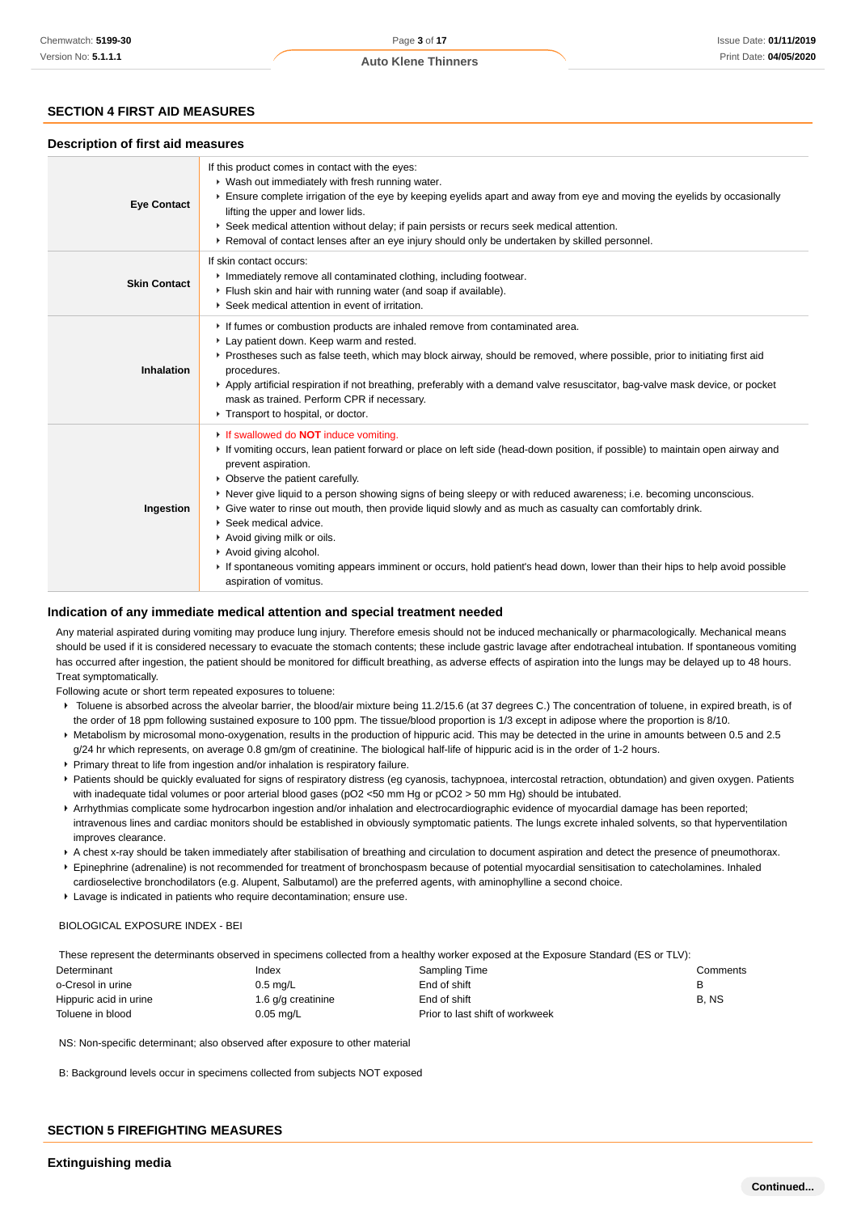## SECTION 4 FIRST AID MEASURES

### Description of first aid measures

| | |
|---|---|
| **Eye Contact** | If this product comes in contact with the eyes:<br>‣ Wash out immediately with fresh running water.<br>‣ Ensure complete irrigation of the eye by keeping eyelids apart and away from eye and moving the eyelids by occasionally lifting the upper and lower lids.<br>‣ Seek medical attention without delay; if pain persists or recurs seek medical attention.<br>‣ Removal of contact lenses after an eye injury should only be undertaken by skilled personnel. |
| **Skin Contact** | If skin contact occurs:<br>‣ Immediately remove all contaminated clothing, including footwear.<br>‣ Flush skin and hair with running water (and soap if available).<br>‣ Seek medical attention in event of irritation. |
| **Inhalation** | ‣ If fumes or combustion products are inhaled remove from contaminated area.<br>‣ Lay patient down. Keep warm and rested.<br>‣ Prostheses such as false teeth, which may block airway, should be removed, where possible, prior to initiating first aid procedures.<br>‣ Apply artificial respiration if not breathing, preferably with a demand valve resuscitator, bag-valve mask device, or pocket mask as trained. Perform CPR if necessary.<br>‣ Transport to hospital, or doctor. |
| **Ingestion** | ‣ If swallowed do **NOT** induce vomiting.<br>‣ If vomiting occurs, lean patient forward or place on left side (head-down position, if possible) to maintain open airway and prevent aspiration.<br>‣ Observe the patient carefully.<br>‣ Never give liquid to a person showing signs of being sleepy or with reduced awareness; i.e. becoming unconscious.<br>‣ Give water to rinse out mouth, then provide liquid slowly and as much as casualty can comfortably drink.<br>‣ Seek medical advice.<br>‣ Avoid giving milk or oils.<br>‣ Avoid giving alcohol.<br>‣ If spontaneous vomiting appears imminent or occurs, hold patient's head down, lower than their hips to help avoid possible aspiration of vomitus. |

### Indication of any immediate medical attention and special treatment needed

Any material aspirated during vomiting may produce lung injury. Therefore emesis should not be induced mechanically or pharmacologically. Mechanical means should be used if it is considered necessary to evacuate the stomach contents; these include gastric lavage after endotracheal intubation. If spontaneous vomiting has occurred after ingestion, the patient should be monitored for difficult breathing, as adverse effects of aspiration into the lungs may be delayed up to 48 hours.
Treat symptomatically.
Following acute or short term repeated exposures to toluene:

- Toluene is absorbed across the alveolar barrier, the blood/air mixture being 11.2/15.6 (at 37 degrees C.) The concentration of toluene, in expired breath, is of the order of 18 ppm following sustained exposure to 100 ppm. The tissue/blood proportion is 1/3 except in adipose where the proportion is 8/10.
- Metabolism by microsomal mono-oxygenation, results in the production of hippuric acid. This may be detected in the urine in amounts between 0.5 and 2.5 g/24 hr which represents, on average 0.8 gm/gm of creatinine. The biological half-life of hippuric acid is in the order of 1-2 hours.
- Primary threat to life from ingestion and/or inhalation is respiratory failure.
- Patients should be quickly evaluated for signs of respiratory distress (eg cyanosis, tachypnoea, intercostal retraction, obtundation) and given oxygen. Patients with inadequate tidal volumes or poor arterial blood gases ($pO_2$ <50 mm Hg or $pCO_2$ > 50 mm Hg) should be intubated.
- Arrhythmias complicate some hydrocarbon ingestion and/or inhalation and electrocardiographic evidence of myocardial damage has been reported; intravenous lines and cardiac monitors should be established in obviously symptomatic patients. The lungs excrete inhaled solvents, so that hyperventilation improves clearance.
- A chest x-ray should be taken immediately after stabilisation of breathing and circulation to document aspiration and detect the presence of pneumothorax.
- Epinephrine (adrenaline) is not recommended for treatment of bronchospasm because of potential myocardial sensitisation to catecholamines. Inhaled cardioselective bronchodilators (e.g. Alupent, Salbutamol) are the preferred agents, with aminophylline a second choice.
- Lavage is indicated in patients who require decontamination; ensure use.

BIOLOGICAL EXPOSURE INDEX - BEI

These represent the determinants observed in specimens collected from a healthy worker exposed at the Exposure Standard (ES or TLV):

| Determinant | Index | Sampling Time | Comments |
|---|---|---|---|
| o-Cresol in urine | 0.5 mg/L | End of shift | B |
| Hippuric acid in urine | 1.6 g/g creatinine | End of shift | B, NS |
| Toluene in blood | 0.05 mg/L | Prior to last shift of workweek | |

NS: Non-specific determinant; also observed after exposure to other material

B: Background levels occur in specimens collected from subjects NOT exposed

## SECTION 5 FIREFIGHTING MEASURES

### Extinguishing media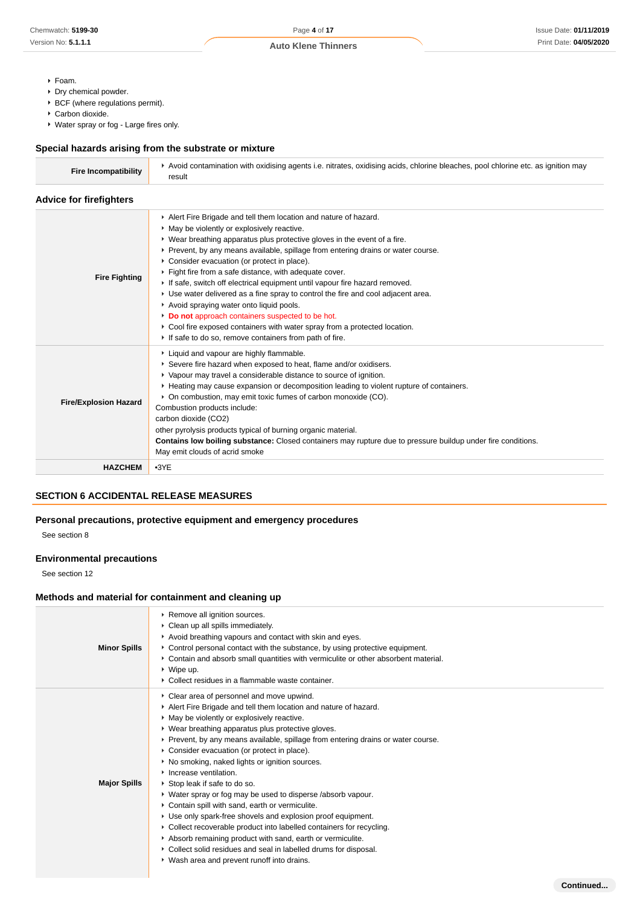- Foam.
- Dry chemical powder.
- BCF (where regulations permit).
- Carbon dioxide.
- Water spray or fog - Large fires only.

### Special hazards arising from the substrate or mixture

| | |
|---|---|
| **Fire Incompatibility** | ▸ Avoid contamination with oxidising agents i.e. nitrates, oxidising acids, chlorine bleaches, pool chlorine etc. as ignition may result |

### Advice for firefighters

| | |
|---|---|
| **Fire Fighting** | ▸ Alert Fire Brigade and tell them location and nature of hazard.<br>▸ May be violently or explosively reactive.<br>▸ Wear breathing apparatus plus protective gloves in the event of a fire.<br>▸ Prevent, by any means available, spillage from entering drains or water course.<br>▸ Consider evacuation (or protect in place).<br>▸ Fight fire from a safe distance, with adequate cover.<br>▸ If safe, switch off electrical equipment until vapour fire hazard removed.<br>▸ Use water delivered as a fine spray to control the fire and cool adjacent area.<br>▸ Avoid spraying water onto liquid pools.<br>▸ **Do not** approach containers suspected to be hot.<br>▸ Cool fire exposed containers with water spray from a protected location.<br>▸ If safe to do so, remove containers from path of fire. |
| **Fire/Explosion Hazard** | ▸ Liquid and vapour are highly flammable.<br>▸ Severe fire hazard when exposed to heat, flame and/or oxidisers.<br>▸ Vapour may travel a considerable distance to source of ignition.<br>▸ Heating may cause expansion or decomposition leading to violent rupture of containers.<br>▸ On combustion, may emit toxic fumes of carbon monoxide (CO).<br>Combustion products include:<br>carbon dioxide ($CO_2$)<br>other pyrolysis products typical of burning organic material.<br>**Contains low boiling substance:** Closed containers may rupture due to pressure buildup under fire conditions.<br>May emit clouds of acrid smoke |
| **HAZCHEM** | •3YE |

## SECTION 6 ACCIDENTAL RELEASE MEASURES

### Personal precautions, protective equipment and emergency procedures

See section 8

### Environmental precautions

See section 12

### Methods and material for containment and cleaning up

| | |
|---|---|
| **Minor Spills** | ▸ Remove all ignition sources.<br>▸ Clean up all spills immediately.<br>▸ Avoid breathing vapours and contact with skin and eyes.<br>▸ Control personal contact with the substance, by using protective equipment.<br>▸ Contain and absorb small quantities with vermiculite or other absorbent material.<br>▸ Wipe up.<br>▸ Collect residues in a flammable waste container. |
| **Major Spills** | ▸ Clear area of personnel and move upwind.<br>▸ Alert Fire Brigade and tell them location and nature of hazard.<br>▸ May be violently or explosively reactive.<br>▸ Wear breathing apparatus plus protective gloves.<br>▸ Prevent, by any means available, spillage from entering drains or water course.<br>▸ Consider evacuation (or protect in place).<br>▸ No smoking, naked lights or ignition sources.<br>▸ Increase ventilation.<br>▸ Stop leak if safe to do so.<br>▸ Water spray or fog may be used to disperse /absorb vapour.<br>▸ Contain spill with sand, earth or vermiculite.<br>▸ Use only spark-free shovels and explosion proof equipment.<br>▸ Collect recoverable product into labelled containers for recycling.<br>▸ Absorb remaining product with sand, earth or vermiculite.<br>▸ Collect solid residues and seal in labelled drums for disposal.<br>▸ Wash area and prevent runoff into drains. |

**Continued...**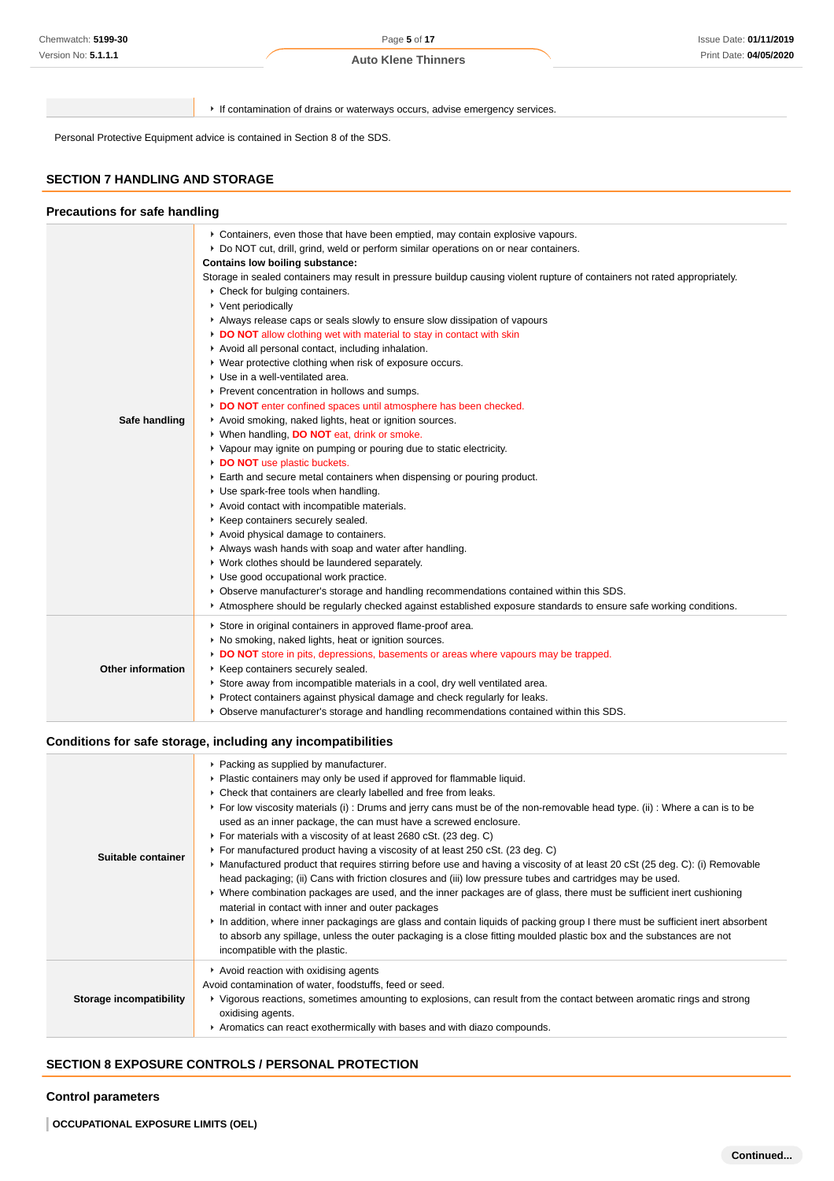| | |
|---|---|
| | - If contamination of drains or waterways occurs, advise emergency services. |

Personal Protective Equipment advice is contained in Section 8 of the SDS.

## SECTION 7 HANDLING AND STORAGE

### Precautions for safe handling

| | |
|---|---|
| **Safe handling** | - Containers, even those that have been emptied, may contain explosive vapours.<br>- Do NOT cut, drill, grind, weld or perform similar operations on or near containers.<br>**Contains low boiling substance:**<br>Storage in sealed containers may result in pressure buildup causing violent rupture of containers not rated appropriately.<br>- Check for bulging containers.<br>- Vent periodically<br>- Always release caps or seals slowly to ensure slow dissipation of vapours<br>- **DO NOT** allow clothing wet with material to stay in contact with skin<br>- Avoid all personal contact, including inhalation.<br>- Wear protective clothing when risk of exposure occurs.<br>- Use in a well-ventilated area.<br>- Prevent concentration in hollows and sumps.<br>- **DO NOT** enter confined spaces until atmosphere has been checked.<br>- Avoid smoking, naked lights, heat or ignition sources.<br>- When handling, **DO NOT** eat, drink or smoke.<br>- Vapour may ignite on pumping or pouring due to static electricity.<br>- **DO NOT** use plastic buckets.<br>- Earth and secure metal containers when dispensing or pouring product.<br>- Use spark-free tools when handling.<br>- Avoid contact with incompatible materials.<br>- Keep containers securely sealed.<br>- Avoid physical damage to containers.<br>- Always wash hands with soap and water after handling.<br>- Work clothes should be laundered separately.<br>- Use good occupational work practice.<br>- Observe manufacturer's storage and handling recommendations contained within this SDS.<br>- Atmosphere should be regularly checked against established exposure standards to ensure safe working conditions. |
| **Other information** | - Store in original containers in approved flame-proof area.<br>- No smoking, naked lights, heat or ignition sources.<br>- **DO NOT** store in pits, depressions, basements or areas where vapours may be trapped.<br>- Keep containers securely sealed.<br>- Store away from incompatible materials in a cool, dry well ventilated area.<br>- Protect containers against physical damage and check regularly for leaks.<br>- Observe manufacturer's storage and handling recommendations contained within this SDS. |

### Conditions for safe storage, including any incompatibilities

| | |
|---|---|
| **Suitable container** | - Packing as supplied by manufacturer.<br>- Plastic containers may only be used if approved for flammable liquid.<br>- Check that containers are clearly labelled and free from leaks.<br>- For low viscosity materials (i) : Drums and jerry cans must be of the non-removable head type. (ii) : Where a can is to be used as an inner package, the can must have a screwed enclosure.<br>- For materials with a viscosity of at least 2680 cSt. (23 deg. C)<br>- For manufactured product having a viscosity of at least 250 cSt. (23 deg. C)<br>- Manufactured product that requires stirring before use and having a viscosity of at least 20 cSt (25 deg. C): (i) Removable head packaging; (ii) Cans with friction closures and (iii) low pressure tubes and cartridges may be used.<br>- Where combination packages are used, and the inner packages are of glass, there must be sufficient inert cushioning material in contact with inner and outer packages<br>- In addition, where inner packagings are glass and contain liquids of packing group I there must be sufficient inert absorbent to absorb any spillage, unless the outer packaging is a close fitting moulded plastic box and the substances are not incompatible with the plastic. |
| **Storage incompatibility** | - Avoid reaction with oxidising agents<br>Avoid contamination of water, foodstuffs, feed or seed.<br>- Vigorous reactions, sometimes amounting to explosions, can result from the contact between aromatic rings and strong oxidising agents.<br>- Aromatics can react exothermically with bases and with diazo compounds. |

## SECTION 8 EXPOSURE CONTROLS / PERSONAL PROTECTION

### Control parameters

**OCCUPATIONAL EXPOSURE LIMITS (OEL)**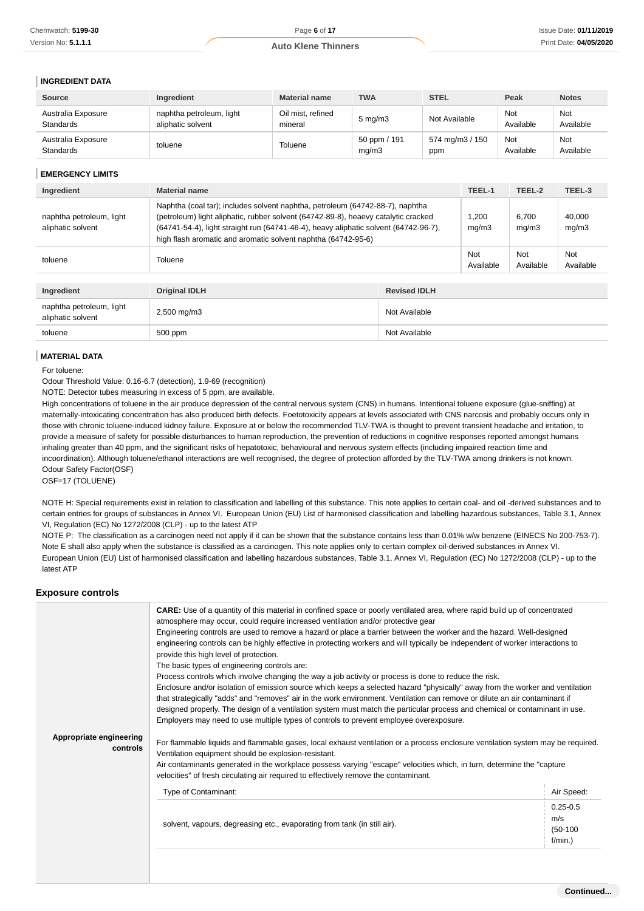### INGREDIENT DATA

| Source | Ingredient | Material name | TWA | STEL | Peak | Notes |
|---|---|---|---|---|---|---|
| Australia Exposure Standards | naphtha petroleum, light aliphatic solvent | Oil mist, refined mineral | 5 mg/m3 | Not Available | Not Available | Not Available |
| Australia Exposure Standards | toluene | Toluene | 50 ppm / 191 mg/m3 | 574 mg/m3 / 150 ppm | Not Available | Not Available |

### EMERGENCY LIMITS

| Ingredient | Material name | TEEL-1 | TEEL-2 | TEEL-3 |
|---|---|---|---|---|
| naphtha petroleum, light aliphatic solvent | Naphtha (coal tar); includes solvent naphtha, petroleum (64742-88-7), naphtha (petroleum) light aliphatic, rubber solvent (64742-89-8), heaevy catalytic cracked (64741-54-4), light straight run (64741-46-4), heavy aliphatic solvent (64742-96-7), high flash aromatic and aromatic solvent naphtha (64742-95-6) | 1,200 mg/m3 | 6,700 mg/m3 | 40,000 mg/m3 |
| toluene | Toluene | Not Available | Not Available | Not Available |

| Ingredient | Original IDLH | Revised IDLH |
|---|---|---|
| naphtha petroleum, light aliphatic solvent | 2,500 mg/m3 | Not Available |
| toluene | 500 ppm | Not Available |

### MATERIAL DATA

For toluene:
Odour Threshold Value: 0.16-6.7 (detection), 1.9-69 (recognition)
NOTE: Detector tubes measuring in excess of 5 ppm, are available.
High concentrations of toluene in the air produce depression of the central nervous system (CNS) in humans. Intentional toluene exposure (glue-sniffing) at maternally-intoxicating concentration has also produced birth defects. Foetotoxicity appears at levels associated with CNS narcosis and probably occurs only in those with chronic toluene-induced kidney failure. Exposure at or below the recommended TLV-TWA is thought to prevent transient headache and irritation, to provide a measure of safety for possible disturbances to human reproduction, the prevention of reductions in cognitive responses reported amongst humans inhaling greater than 40 ppm, and the significant risks of hepatotoxic, behavioural and nervous system effects (including impaired reaction time and incoordination). Although toluene/ethanol interactions are well recognised, the degree of protection afforded by the TLV-TWA among drinkers is not known.
Odour Safety Factor(OSF)
OSF=17 (TOLUENE)

NOTE H: Special requirements exist in relation to classification and labelling of this substance. This note applies to certain coal- and oil -derived substances and to certain entries for groups of substances in Annex VI. European Union (EU) List of harmonised classification and labelling hazardous substances, Table 3.1, Annex VI, Regulation (EC) No 1272/2008 (CLP) - up to the latest ATP
NOTE P: The classification as a carcinogen need not apply if it can be shown that the substance contains less than 0.01% w/w benzene (EINECS No 200-753-7). Note E shall also apply when the substance is classified as a carcinogen. This note applies only to certain complex oil-derived substances in Annex VI.
European Union (EU) List of harmonised classification and labelling hazardous substances, Table 3.1, Annex VI, Regulation (EC) No 1272/2008 (CLP) - up to the latest ATP

## Exposure controls

**Appropriate engineering controls**

**CARE:** Use of a quantity of this material in confined space or poorly ventilated area, where rapid build up of concentrated atmosphere may occur, could require increased ventilation and/or protective gear
Engineering controls are used to remove a hazard or place a barrier between the worker and the hazard. Well-designed engineering controls can be highly effective in protecting workers and will typically be independent of worker interactions to provide this high level of protection.
The basic types of engineering controls are:
Process controls which involve changing the way a job activity or process is done to reduce the risk.
Enclosure and/or isolation of emission source which keeps a selected hazard "physically" away from the worker and ventilation that strategically "adds" and "removes" air in the work environment. Ventilation can remove or dilute an air contaminant if designed properly. The design of a ventilation system must match the particular process and chemical or contaminant in use.
Employers may need to use multiple types of controls to prevent employee overexposure.

For flammable liquids and flammable gases, local exhaust ventilation or a process enclosure ventilation system may be required. Ventilation equipment should be explosion-resistant.
Air contaminants generated in the workplace possess varying "escape" velocities which, in turn, determine the "capture velocities" of fresh circulating air required to effectively remove the contaminant.

| Type of Contaminant: | Air Speed: |
|---|---|
| solvent, vapours, degreasing etc., evaporating from tank (in still air). | 0.25-0.5 m/s (50-100 f/min.) |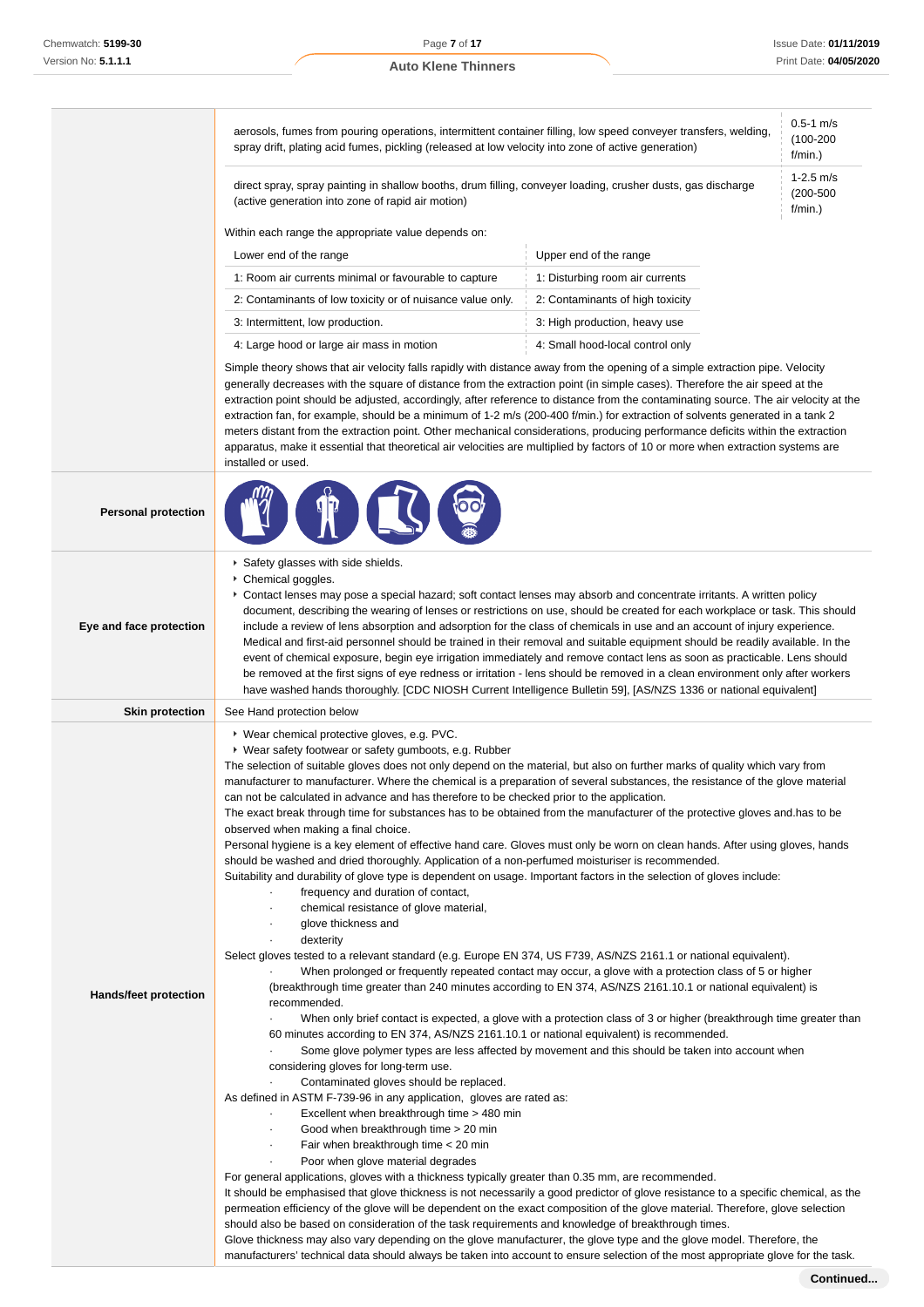| | | |
|---|---|---|
| | aerosols, fumes from pouring operations, intermittent container filling, low speed conveyer transfers, welding, spray drift, plating acid fumes, pickling (released at low velocity into zone of active generation) | 0.5-1 m/s (100-200 f/min.) |
| | direct spray, spray painting in shallow booths, drum filling, conveyer loading, crusher dusts, gas discharge (active generation into zone of rapid air motion) | 1-2.5 m/s (200-500 f/min.) |

Within each range the appropriate value depends on:

| Lower end of the range | Upper end of the range |
|---|---|
| 1: Room air currents minimal or favourable to capture | 1: Disturbing room air currents |
| 2: Contaminants of low toxicity or of nuisance value only. | 2: Contaminants of high toxicity |
| 3: Intermittent, low production. | 3: High production, heavy use |
| 4: Large hood or large air mass in motion | 4: Small hood-local control only |

Simple theory shows that air velocity falls rapidly with distance away from the opening of a simple extraction pipe. Velocity generally decreases with the square of distance from the extraction point (in simple cases). Therefore the air speed at the extraction point should be adjusted, accordingly, after reference to distance from the contaminating source. The air velocity at the extraction fan, for example, should be a minimum of 1-2 m/s (200-400 f/min.) for extraction of solvents generated in a tank 2 meters distant from the extraction point. Other mechanical considerations, producing performance deficits within the extraction apparatus, make it essential that theoretical air velocities are multiplied by factors of 10 or more when extraction systems are installed or used.

**Personal protection**

**Eye and face protection**

- Safety glasses with side shields.
- Chemical goggles.
- Contact lenses may pose a special hazard; soft contact lenses may absorb and concentrate irritants. A written policy document, describing the wearing of lenses or restrictions on use, should be created for each workplace or task. This should include a review of lens absorption and adsorption for the class of chemicals in use and an account of injury experience. Medical and first-aid personnel should be trained in their removal and suitable equipment should be readily available. In the event of chemical exposure, begin eye irrigation immediately and remove contact lens as soon as practicable. Lens should be removed at the first signs of eye redness or irritation - lens should be removed in a clean environment only after workers have washed hands thoroughly. [CDC NIOSH Current Intelligence Bulletin 59], [AS/NZS 1336 or national equivalent]

**Skin protection**

See Hand protection below

**Hands/feet protection**

- Wear chemical protective gloves, e.g. PVC.
- Wear safety footwear or safety gumboots, e.g. Rubber

The selection of suitable gloves does not only depend on the material, but also on further marks of quality which vary from manufacturer to manufacturer. Where the chemical is a preparation of several substances, the resistance of the glove material can not be calculated in advance and has therefore to be checked prior to the application.
The exact break through time for substances has to be obtained from the manufacturer of the protective gloves and.has to be observed when making a final choice.
Personal hygiene is a key element of effective hand care. Gloves must only be worn on clean hands. After using gloves, hands should be washed and dried thoroughly. Application of a non-perfumed moisturiser is recommended.
Suitability and durability of glove type is dependent on usage. Important factors in the selection of gloves include:

- frequency and duration of contact,
- chemical resistance of glove material,
- glove thickness and
- dexterity

Select gloves tested to a relevant standard (e.g. Europe EN 374, US F739, AS/NZS 2161.1 or national equivalent).

- When prolonged or frequently repeated contact may occur, a glove with a protection class of 5 or higher (breakthrough time greater than 240 minutes according to EN 374, AS/NZS 2161.10.1 or national equivalent) is recommended.
- When only brief contact is expected, a glove with a protection class of 3 or higher (breakthrough time greater than 60 minutes according to EN 374, AS/NZS 2161.10.1 or national equivalent) is recommended.
- Some glove polymer types are less affected by movement and this should be taken into account when considering gloves for long-term use.
- Contaminated gloves should be replaced.

As defined in ASTM F-739-96 in any application, gloves are rated as:

- Excellent when breakthrough time > 480 min
- Good when breakthrough time > 20 min
- Fair when breakthrough time < 20 min
- Poor when glove material degrades

For general applications, gloves with a thickness typically greater than 0.35 mm, are recommended.
It should be emphasised that glove thickness is not necessarily a good predictor of glove resistance to a specific chemical, as the permeation efficiency of the glove will be dependent on the exact composition of the glove material. Therefore, glove selection should also be based on consideration of the task requirements and knowledge of breakthrough times.
Glove thickness may also vary depending on the glove manufacturer, the glove type and the glove model. Therefore, the manufacturers' technical data should always be taken into account to ensure selection of the most appropriate glove for the task.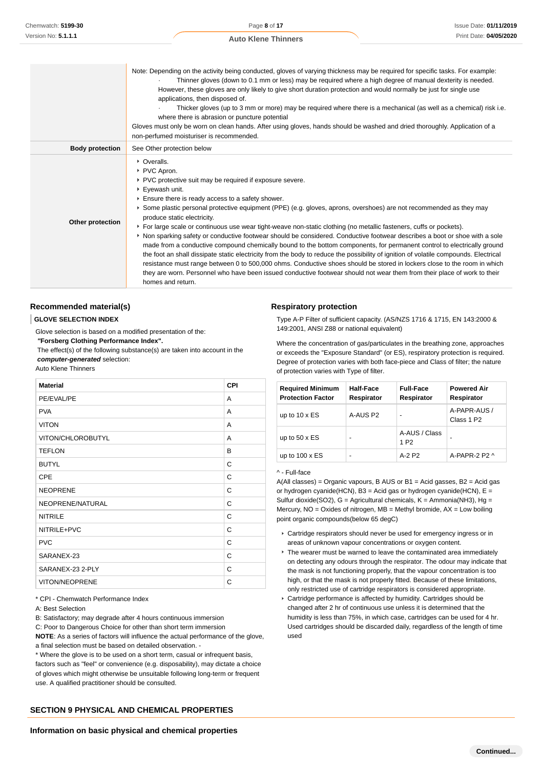| | |
|---|---|
| | Note: Depending on the activity being conducted, gloves of varying thickness may be required for specific tasks. For example:<br>· Thinner gloves (down to 0.1 mm or less) may be required where a high degree of manual dexterity is needed. However, these gloves are only likely to give short duration protection and would normally be just for single use applications, then disposed of.<br>· Thicker gloves (up to 3 mm or more) may be required where there is a mechanical (as well as a chemical) risk i.e. where there is abrasion or puncture potential<br>Gloves must only be worn on clean hands. After using gloves, hands should be washed and dried thoroughly. Application of a non-perfumed moisturiser is recommended. |
| **Body protection** | See Other protection below |
| **Other protection** | ‣ Overalls.<br>‣ PVC Apron.<br>‣ PVC protective suit may be required if exposure severe.<br>‣ Eyewash unit.<br>‣ Ensure there is ready access to a safety shower.<br>‣ Some plastic personal protective equipment (PPE) (e.g. gloves, aprons, overshoes) are not recommended as they may produce static electricity.<br>‣ For large scale or continuous use wear tight-weave non-static clothing (no metallic fasteners, cuffs or pockets).<br>‣ Non sparking safety or conductive footwear should be considered. Conductive footwear describes a boot or shoe with a sole made from a conductive compound chemically bound to the bottom components, for permanent control to electrically ground the foot an shall dissipate static electricity from the body to reduce the possibility of ignition of volatile compounds. Electrical resistance must range between 0 to 500,000 ohms. Conductive shoes should be stored in lockers close to the room in which they are worn. Personnel who have been issued conductive footwear should not wear them from their place of work to their homes and return. |

### Recommended material(s)

**GLOVE SELECTION INDEX**

Glove selection is based on a modified presentation of the:
***"Forsberg Clothing Performance Index".***
The effect(s) of the following substance(s) are taken into account in the ***computer-generated*** selection:
Auto Klene Thinners

| Material | CPI |
|---|---|
| PE/EVAL/PE | A |
| PVA | A |
| VITON | A |
| VITON/CHLOROBUTYL | A |
| TEFLON | B |
| BUTYL | C |
| CPE | C |
| NEOPRENE | C |
| NEOPRENE/NATURAL | C |
| NITRILE | C |
| NITRILE+PVC | C |
| PVC | C |
| SARANEX-23 | C |
| SARANEX-23 2-PLY | C |
| VITON/NEOPRENE | C |

* CPI - Chemwatch Performance Index
A: Best Selection
B: Satisfactory; may degrade after 4 hours continuous immersion
C: Poor to Dangerous Choice for other than short term immersion
**NOTE**: As a series of factors will influence the actual performance of the glove, a final selection must be based on detailed observation. -
* Where the glove is to be used on a short term, casual or infrequent basis, factors such as "feel" or convenience (e.g. disposability), may dictate a choice of gloves which might otherwise be unsuitable following long-term or frequent use. A qualified practitioner should be consulted.

### Respiratory protection

Type A-P Filter of sufficient capacity. (AS/NZS 1716 & 1715, EN 143:2000 & 149:2001, ANSI Z88 or national equivalent)

Where the concentration of gas/particulates in the breathing zone, approaches or exceeds the "Exposure Standard" (or ES), respiratory protection is required. Degree of protection varies with both face-piece and Class of filter; the nature of protection varies with Type of filter.

| Required Minimum Protection Factor | Half-Face Respirator | Full-Face Respirator | Powered Air Respirator |
|---|---|---|---|
| up to 10 x ES | A-AUS P2 | - | A-PAPR-AUS / Class 1 P2 |
| up to 50 x ES | - | A-AUS / Class 1 P2 | - |
| up to 100 x ES | - | A-2 P2 | A-PAPR-2 P2 ^ |

^ - Full-face
A(All classes) = Organic vapours, B AUS or B1 = Acid gasses, B2 = Acid gas or hydrogen cyanide(HCN), B3 = Acid gas or hydrogen cyanide(HCN), E = Sulfur dioxide(SO2), G = Agricultural chemicals, K = Ammonia(NH3), Hg = Mercury, NO = Oxides of nitrogen, MB = Methyl bromide, AX = Low boiling point organic compounds(below 65 degC)

- Cartridge respirators should never be used for emergency ingress or in areas of unknown vapour concentrations or oxygen content.
- The wearer must be warned to leave the contaminated area immediately on detecting any odours through the respirator. The odour may indicate that the mask is not functioning properly, that the vapour concentration is too high, or that the mask is not properly fitted. Because of these limitations, only restricted use of cartridge respirators is considered appropriate.
- Cartridge performance is affected by humidity. Cartridges should be changed after 2 hr of continuous use unless it is determined that the humidity is less than 75%, in which case, cartridges can be used for 4 hr. Used cartridges should be discarded daily, regardless of the length of time used

## SECTION 9 PHYSICAL AND CHEMICAL PROPERTIES

### Information on basic physical and chemical properties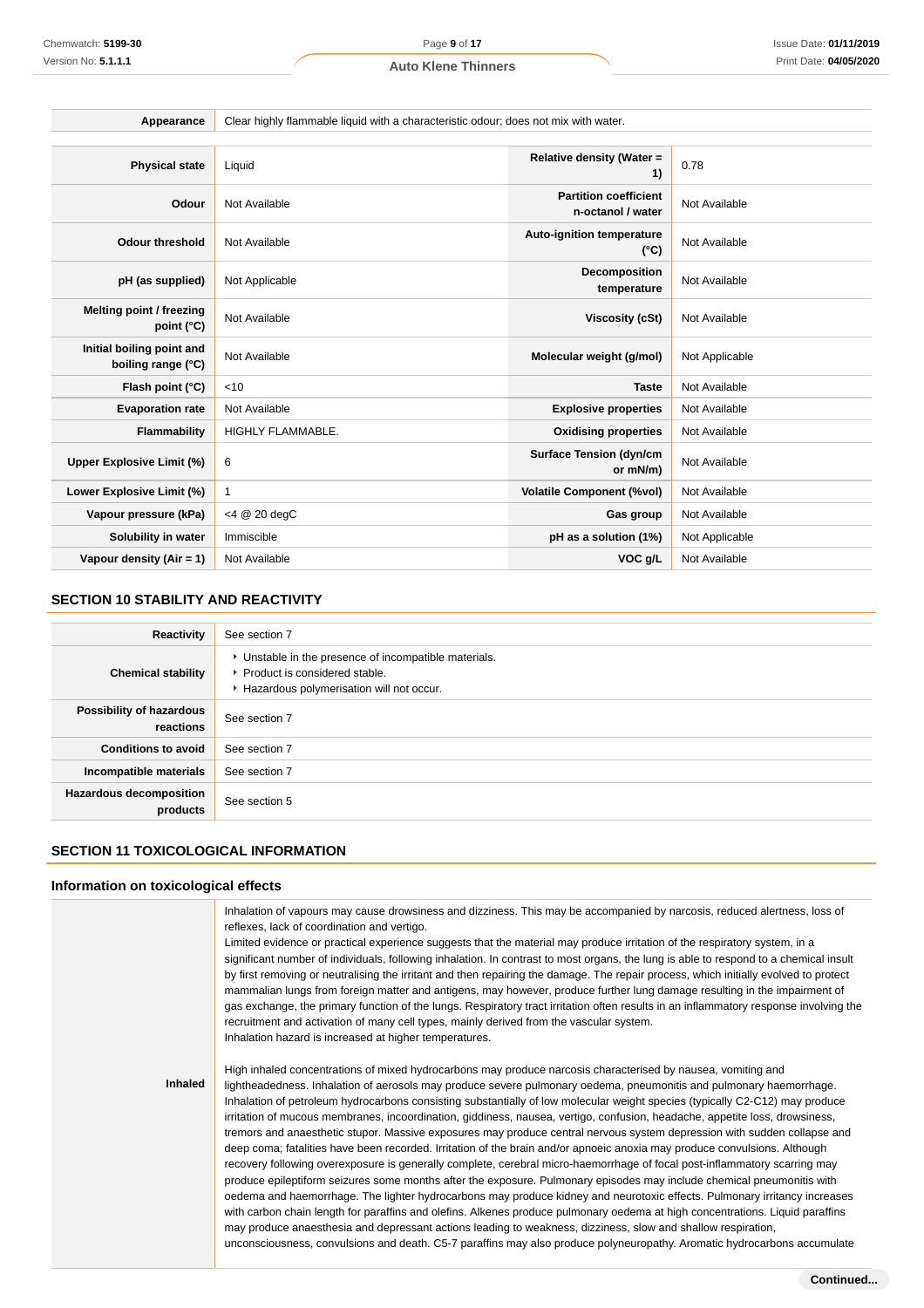| Appearance | Clear highly flammable liquid with a characteristic odour; does not mix with water. |
|---|---|

| | | | |
|---|---|---|---|
| Physical state | Liquid | Relative density (Water = 1) | 0.78 |
| Odour | Not Available | Partition coefficient n-octanol / water | Not Available |
| Odour threshold | Not Available | Auto-ignition temperature (°C) | Not Available |
| pH (as supplied) | Not Applicable | Decomposition temperature | Not Available |
| Melting point / freezing point (°C) | Not Available | Viscosity (cSt) | Not Available |
| Initial boiling point and boiling range (°C) | Not Available | Molecular weight (g/mol) | Not Applicable |
| Flash point (°C) | <10 | Taste | Not Available |
| Evaporation rate | Not Available | Explosive properties | Not Available |
| Flammability | HIGHLY FLAMMABLE. | Oxidising properties | Not Available |
| Upper Explosive Limit (%) | 6 | Surface Tension (dyn/cm or mN/m) | Not Available |
| Lower Explosive Limit (%) | 1 | Volatile Component (%vol) | Not Available |
| Vapour pressure (kPa) | <4 @ 20 degC | Gas group | Not Available |
| Solubility in water | Immiscible | pH as a solution (1%) | Not Applicable |
| Vapour density (Air = 1) | Not Available | VOC g/L | Not Available |

## SECTION 10 STABILITY AND REACTIVITY

| | |
|---|---|
| Reactivity | See section 7 |
| Chemical stability | ▸ Unstable in the presence of incompatible materials.<br>▸ Product is considered stable.<br>▸ Hazardous polymerisation will not occur. |
| Possibility of hazardous reactions | See section 7 |
| Conditions to avoid | See section 7 |
| Incompatible materials | See section 7 |
| Hazardous decomposition products | See section 5 |

## SECTION 11 TOXICOLOGICAL INFORMATION

### Information on toxicological effects

| | |
|---|---|
| Inhaled | Inhalation of vapours may cause drowsiness and dizziness. This may be accompanied by narcosis, reduced alertness, loss of reflexes, lack of coordination and vertigo.<br>Limited evidence or practical experience suggests that the material may produce irritation of the respiratory system, in a significant number of individuals, following inhalation. In contrast to most organs, the lung is able to respond to a chemical insult by first removing or neutralising the irritant and then repairing the damage. The repair process, which initially evolved to protect mammalian lungs from foreign matter and antigens, may however, produce further lung damage resulting in the impairment of gas exchange, the primary function of the lungs. Respiratory tract irritation often results in an inflammatory response involving the recruitment and activation of many cell types, mainly derived from the vascular system.<br>Inhalation hazard is increased at higher temperatures.<br><br>High inhaled concentrations of mixed hydrocarbons may produce narcosis characterised by nausea, vomiting and lightheadedness. Inhalation of aerosols may produce severe pulmonary oedema, pneumonitis and pulmonary haemorrhage. Inhalation of petroleum hydrocarbons consisting substantially of low molecular weight species (typically C2-C12) may produce irritation of mucous membranes, incoordination, giddiness, nausea, vertigo, confusion, headache, appetite loss, drowsiness, tremors and anaesthetic stupor. Massive exposures may produce central nervous system depression with sudden collapse and deep coma; fatalities have been recorded. Irritation of the brain and/or apnoeic anoxia may produce convulsions. Although recovery following overexposure is generally complete, cerebral micro-haemorrhage of focal post-inflammatory scarring may produce epileptiform seizures some months after the exposure. Pulmonary episodes may include chemical pneumonitis with oedema and haemorrhage. The lighter hydrocarbons may produce kidney and neurotoxic effects. Pulmonary irritancy increases with carbon chain length for paraffins and olefins. Alkenes produce pulmonary oedema at high concentrations. Liquid paraffins may produce anaesthesia and depressant actions leading to weakness, dizziness, slow and shallow respiration, unconsciousness, convulsions and death. C5-7 paraffins may also produce polyneuropathy. Aromatic hydrocarbons accumulate |

Continued...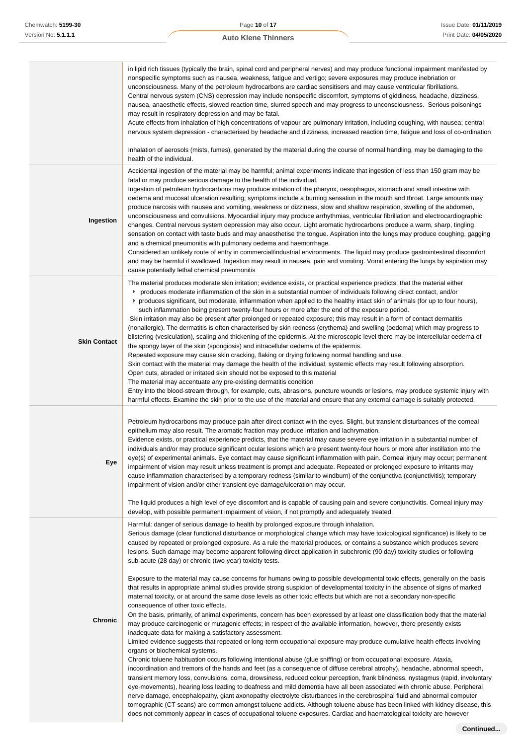| | |
|---|---|
| | in lipid rich tissues (typically the brain, spinal cord and peripheral nerves) and may produce functional impairment manifested by nonspecific symptoms such as nausea, weakness, fatigue and vertigo; severe exposures may produce inebriation or unconsciousness. Many of the petroleum hydrocarbons are cardiac sensitisers and may cause ventricular fibrillations.<br>Central nervous system (CNS) depression may include nonspecific discomfort, symptoms of giddiness, headache, dizziness, nausea, anaesthetic effects, slowed reaction time, slurred speech and may progress to unconsciousness. Serious poisonings may result in respiratory depression and may be fatal.<br>Acute effects from inhalation of high concentrations of vapour are pulmonary irritation, including coughing, with nausea; central nervous system depression - characterised by headache and dizziness, increased reaction time, fatigue and loss of co-ordination<br><br>Inhalation of aerosols (mists, fumes), generated by the material during the course of normal handling, may be damaging to the health of the individual. |
| **Ingestion** | Accidental ingestion of the material may be harmful; animal experiments indicate that ingestion of less than 150 gram may be fatal or may produce serious damage to the health of the individual.<br>Ingestion of petroleum hydrocarbons may produce irritation of the pharynx, oesophagus, stomach and small intestine with oedema and mucosal ulceration resulting; symptoms include a burning sensation in the mouth and throat. Large amounts may produce narcosis with nausea and vomiting, weakness or dizziness, slow and shallow respiration, swelling of the abdomen, unconsciousness and convulsions. Myocardial injury may produce arrhythmias, ventricular fibrillation and electrocardiographic changes. Central nervous system depression may also occur. Light aromatic hydrocarbons produce a warm, sharp, tingling sensation on contact with taste buds and may anaesthetise the tongue. Aspiration into the lungs may produce coughing, gagging and a chemical pneumonitis with pulmonary oedema and haemorrhage.<br>Considered an unlikely route of entry in commercial/industrial environments. The liquid may produce gastrointestinal discomfort and may be harmful if swallowed. Ingestion may result in nausea, pain and vomiting. Vomit entering the lungs by aspiration may cause potentially lethal chemical pneumonitis |
| **Skin Contact** | The material produces moderate skin irritation; evidence exists, or practical experience predicts, that the material either<br>‣ produces moderate inflammation of the skin in a substantial number of individuals following direct contact, and/or<br>‣ produces significant, but moderate, inflammation when applied to the healthy intact skin of animals (for up to four hours), such inflammation being present twenty-four hours or more after the end of the exposure period.<br>Skin irritation may also be present after prolonged or repeated exposure; this may result in a form of contact dermatitis (nonallergic). The dermatitis is often characterised by skin redness (erythema) and swelling (oedema) which may progress to blistering (vesiculation), scaling and thickening of the epidermis. At the microscopic level there may be intercellular oedema of the spongy layer of the skin (spongiosis) and intracellular oedema of the epidermis.<br>Repeated exposure may cause skin cracking, flaking or drying following normal handling and use.<br>Skin contact with the material may damage the health of the individual; systemic effects may result following absorption.<br>Open cuts, abraded or irritated skin should not be exposed to this material<br>The material may accentuate any pre-existing dermatitis condition<br>Entry into the blood-stream through, for example, cuts, abrasions, puncture wounds or lesions, may produce systemic injury with harmful effects. Examine the skin prior to the use of the material and ensure that any external damage is suitably protected. |
| **Eye** | Petroleum hydrocarbons may produce pain after direct contact with the eyes. Slight, but transient disturbances of the corneal epithelium may also result. The aromatic fraction may produce irritation and lachrymation.<br>Evidence exists, or practical experience predicts, that the material may cause severe eye irritation in a substantial number of individuals and/or may produce significant ocular lesions which are present twenty-four hours or more after instillation into the eye(s) of experimental animals. Eye contact may cause significant inflammation with pain. Corneal injury may occur; permanent impairment of vision may result unless treatment is prompt and adequate. Repeated or prolonged exposure to irritants may cause inflammation characterised by a temporary redness (similar to windburn) of the conjunctiva (conjunctivitis); temporary impairment of vision and/or other transient eye damage/ulceration may occur.<br><br>The liquid produces a high level of eye discomfort and is capable of causing pain and severe conjunctivitis. Corneal injury may develop, with possible permanent impairment of vision, if not promptly and adequately treated. |
| **Chronic** | Harmful: danger of serious damage to health by prolonged exposure through inhalation.<br>Serious damage (clear functional disturbance or morphological change which may have toxicological significance) is likely to be caused by repeated or prolonged exposure. As a rule the material produces, or contains a substance which produces severe lesions. Such damage may become apparent following direct application in subchronic (90 day) toxicity studies or following sub-acute (28 day) or chronic (two-year) toxicity tests.<br><br>Exposure to the material may cause concerns for humans owing to possible developmental toxic effects, generally on the basis that results in appropriate animal studies provide strong suspicion of developmental toxicity in the absence of signs of marked maternal toxicity, or at around the same dose levels as other toxic effects but which are not a secondary non-specific consequence of other toxic effects.<br>On the basis, primarily, of animal experiments, concern has been expressed by at least one classification body that the material may produce carcinogenic or mutagenic effects; in respect of the available information, however, there presently exists inadequate data for making a satisfactory assessment.<br>Limited evidence suggests that repeated or long-term occupational exposure may produce cumulative health effects involving organs or biochemical systems.<br>Chronic toluene habituation occurs following intentional abuse (glue sniffing) or from occupational exposure. Ataxia, incoordination and tremors of the hands and feet (as a consequence of diffuse cerebral atrophy), headache, abnormal speech, transient memory loss, convulsions, coma, drowsiness, reduced colour perception, frank blindness, nystagmus (rapid, involuntary eye-movements), hearing loss leading to deafness and mild dementia have all been associated with chronic abuse. Peripheral nerve damage, encephalopathy, giant axonopathy electrolyte disturbances in the cerebrospinal fluid and abnormal computer tomographic (CT scans) are common amongst toluene addicts. Although toluene abuse has been linked with kidney disease, this does not commonly appear in cases of occupational toluene exposures. Cardiac and haematological toxicity are however |

**Continued...**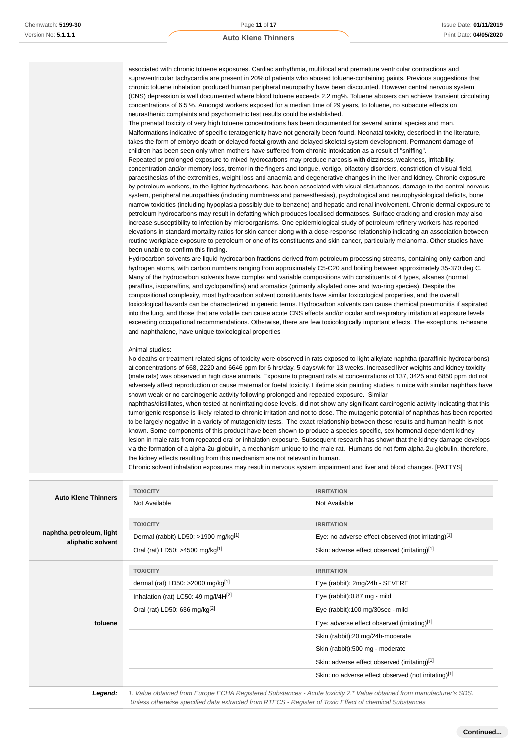associated with chronic toluene exposures. Cardiac arrhythmia, multifocal and premature ventricular contractions and supraventricular tachycardia are present in 20% of patients who abused toluene-containing paints. Previous suggestions that chronic toluene inhalation produced human peripheral neuropathy have been discounted. However central nervous system (CNS) depression is well documented where blood toluene exceeds 2.2 mg%. Toluene abusers can achieve transient circulating concentrations of 6.5 %. Amongst workers exposed for a median time of 29 years, to toluene, no subacute effects on neurasthenic complaints and psychometric test results could be established.
The prenatal toxicity of very high toluene concentrations has been documented for several animal species and man. Malformations indicative of specific teratogenicity have not generally been found. Neonatal toxicity, described in the literature, takes the form of embryo death or delayed foetal growth and delayed skeletal system development. Permanent damage of children has been seen only when mothers have suffered from chronic intoxication as a result of "sniffing".
Repeated or prolonged exposure to mixed hydrocarbons may produce narcosis with dizziness, weakness, irritability, concentration and/or memory loss, tremor in the fingers and tongue, vertigo, olfactory disorders, constriction of visual field, paraesthesias of the extremities, weight loss and anaemia and degenerative changes in the liver and kidney. Chronic exposure by petroleum workers, to the lighter hydrocarbons, has been associated with visual disturbances, damage to the central nervous system, peripheral neuropathies (including numbness and paraesthesias), psychological and neurophysiological deficits, bone marrow toxicities (including hypoplasia possibly due to benzene) and hepatic and renal involvement. Chronic dermal exposure to petroleum hydrocarbons may result in defatting which produces localised dermatoses. Surface cracking and erosion may also increase susceptibility to infection by microorganisms. One epidemiological study of petroleum refinery workers has reported elevations in standard mortality ratios for skin cancer along with a dose-response relationship indicating an association between routine workplace exposure to petroleum or one of its constituents and skin cancer, particularly melanoma. Other studies have been unable to confirm this finding.
Hydrocarbon solvents are liquid hydrocarbon fractions derived from petroleum processing streams, containing only carbon and hydrogen atoms, with carbon numbers ranging from approximately C5-C20 and boiling between approximately 35-370 deg C. Many of the hydrocarbon solvents have complex and variable compositions with constituents of 4 types, alkanes (normal paraffins, isoparaffins, and cycloparaffins) and aromatics (primarily alkylated one- and two-ring species). Despite the compositional complexity, most hydrocarbon solvent constituents have similar toxicological properties, and the overall toxicological hazards can be characterized in generic terms. Hydrocarbon solvents can cause chemical pneumonitis if aspirated into the lung, and those that are volatile can cause acute CNS effects and/or ocular and respiratory irritation at exposure levels exceeding occupational recommendations. Otherwise, there are few toxicologically important effects. The exceptions, n-hexane and naphthalene, have unique toxicological properties

Animal studies:
No deaths or treatment related signs of toxicity were observed in rats exposed to light alkylate naphtha (paraffinic hydrocarbons) at concentrations of 668, 2220 and 6646 ppm for 6 hrs/day, 5 days/wk for 13 weeks. Increased liver weights and kidney toxicity (male rats) was observed in high dose animals. Exposure to pregnant rats at concentrations of 137, 3425 and 6850 ppm did not adversely affect reproduction or cause maternal or foetal toxicity. Lifetime skin painting studies in mice with similar naphthas have shown weak or no carcinogenic activity following prolonged and repeated exposure. Similar
naphthas/distillates, when tested at nonirritating dose levels, did not show any significant carcinogenic activity indicating that this tumorigenic response is likely related to chronic irritation and not to dose. The mutagenic potential of naphthas has been reported to be largely negative in a variety of mutagenicity tests. The exact relationship between these results and human health is not known. Some components of this product have been shown to produce a species specific, sex hormonal dependent kidney lesion in male rats from repeated oral or inhalation exposure. Subsequent research has shown that the kidney damage develops via the formation of a alpha-2u-globulin, a mechanism unique to the male rat. Humans do not form alpha-2u-globulin, therefore, the kidney effects resulting from this mechanism are not relevant in human.
Chronic solvent inhalation exposures may result in nervous system impairment and liver and blood changes. [PATTYS]

| | TOXICITY | IRRITATION |
|---|---|---|
| **Auto Klene Thinners** | Not Available | Not Available |
| **naphtha petroleum, light aliphatic solvent** | Dermal (rabbit) LD50: >1900 mg/kg[1] | Eye: no adverse effect observed (not irritating)[1] |
| | Oral (rat) LD50: >4500 mg/kg[1] | Skin: adverse effect observed (irritating)[1] |
| **toluene** | dermal (rat) LD50: >2000 mg/kg[1] | Eye (rabbit): 2mg/24h - SEVERE |
| | Inhalation (rat) LC50: 49 mg/l/4H[2] | Eye (rabbit):0.87 mg - mild |
| | Oral (rat) LD50: 636 mg/kg[2] | Eye (rabbit):100 mg/30sec - mild |
| | | Eye: adverse effect observed (irritating)[1] |
| | | Skin (rabbit):20 mg/24h-moderate |
| | | Skin (rabbit):500 mg - moderate |
| | | Skin: adverse effect observed (irritating)[1] |
| | | Skin: no adverse effect observed (not irritating)[1] |

***Legend:*** *1. Value obtained from Europe ECHA Registered Substances - Acute toxicity 2.* Value obtained from manufacturer's SDS. Unless otherwise specified data extracted from RTECS - Register of Toxic Effect of chemical Substances*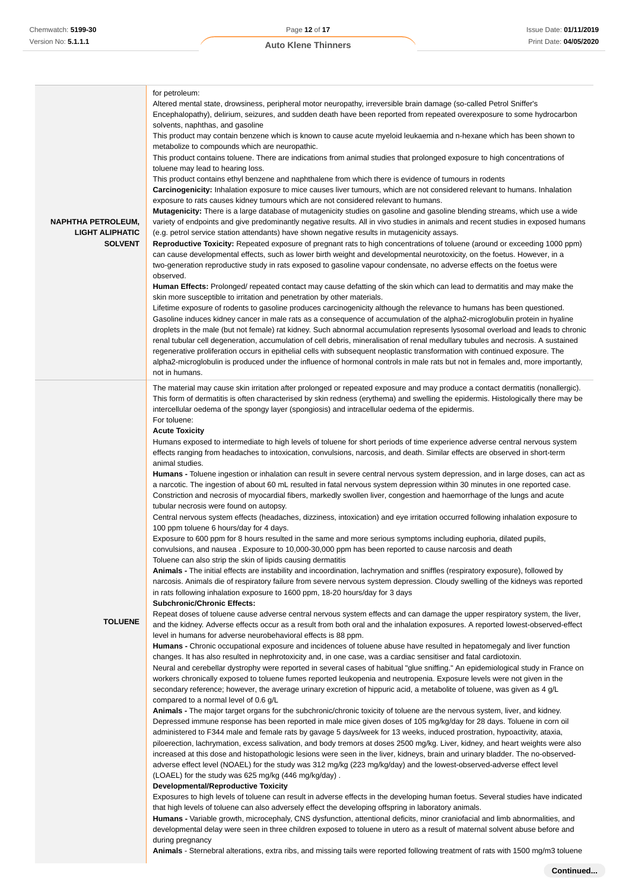| | |
|---|---|
| **NAPHTHA PETROLEUM, LIGHT ALIPHATIC SOLVENT** | for petroleum:<br>Altered mental state, drowsiness, peripheral motor neuropathy, irreversible brain damage (so-called Petrol Sniffer's Encephalopathy), delirium, seizures, and sudden death have been reported from repeated overexposure to some hydrocarbon solvents, naphthas, and gasoline<br>This product may contain benzene which is known to cause acute myeloid leukaemia and n-hexane which has been shown to metabolize to compounds which are neuropathic.<br>This product contains toluene. There are indications from animal studies that prolonged exposure to high concentrations of toluene may lead to hearing loss.<br>This product contains ethyl benzene and naphthalene from which there is evidence of tumours in rodents<br>**Carcinogenicity:** Inhalation exposure to mice causes liver tumours, which are not considered relevant to humans. Inhalation exposure to rats causes kidney tumours which are not considered relevant to humans.<br>**Mutagenicity:** There is a large database of mutagenicity studies on gasoline and gasoline blending streams, which use a wide variety of endpoints and give predominantly negative results. All in vivo studies in animals and recent studies in exposed humans (e.g. petrol service station attendants) have shown negative results in mutagenicity assays.<br>**Reproductive Toxicity:** Repeated exposure of pregnant rats to high concentrations of toluene (around or exceeding 1000 ppm) can cause developmental effects, such as lower birth weight and developmental neurotoxicity, on the foetus. However, in a two-generation reproductive study in rats exposed to gasoline vapour condensate, no adverse effects on the foetus were observed.<br>**Human Effects:** Prolonged/ repeated contact may cause defatting of the skin which can lead to dermatitis and may make the skin more susceptible to irritation and penetration by other materials.<br>Lifetime exposure of rodents to gasoline produces carcinogenicity although the relevance to humans has been questioned. Gasoline induces kidney cancer in male rats as a consequence of accumulation of the alpha2-microglobulin protein in hyaline droplets in the male (but not female) rat kidney. Such abnormal accumulation represents lysosomal overload and leads to chronic renal tubular cell degeneration, accumulation of cell debris, mineralisation of renal medullary tubules and necrosis. A sustained regenerative proliferation occurs in epithelial cells with subsequent neoplastic transformation with continued exposure. The alpha2-microglobulin is produced under the influence of hormonal controls in male rats but not in females and, more importantly, not in humans. |
| **TOLUENE** | The material may cause skin irritation after prolonged or repeated exposure and may produce a contact dermatitis (nonallergic). This form of dermatitis is often characterised by skin redness (erythema) and swelling the epidermis. Histologically there may be intercellular oedema of the spongy layer (spongiosis) and intracellular oedema of the epidermis.<br>For toluene:<br>**Acute Toxicity**<br>Humans exposed to intermediate to high levels of toluene for short periods of time experience adverse central nervous system effects ranging from headaches to intoxication, convulsions, narcosis, and death. Similar effects are observed in short-term animal studies.<br>**Humans -** Toluene ingestion or inhalation can result in severe central nervous system depression, and in large doses, can act as a narcotic. The ingestion of about 60 mL resulted in fatal nervous system depression within 30 minutes in one reported case. Constriction and necrosis of myocardial fibers, markedly swollen liver, congestion and haemorrhage of the lungs and acute tubular necrosis were found on autopsy.<br>Central nervous system effects (headaches, dizziness, intoxication) and eye irritation occurred following inhalation exposure to 100 ppm toluene 6 hours/day for 4 days.<br>Exposure to 600 ppm for 8 hours resulted in the same and more serious symptoms including euphoria, dilated pupils, convulsions, and nausea . Exposure to 10,000-30,000 ppm has been reported to cause narcosis and death<br>Toluene can also strip the skin of lipids causing dermatitis<br>**Animals -** The initial effects are instability and incoordination, lachrymation and sniffles (respiratory exposure), followed by narcosis. Animals die of respiratory failure from severe nervous system depression. Cloudy swelling of the kidneys was reported in rats following inhalation exposure to 1600 ppm, 18-20 hours/day for 3 days<br>**Subchronic/Chronic Effects:**<br>Repeat doses of toluene cause adverse central nervous system effects and can damage the upper respiratory system, the liver, and the kidney. Adverse effects occur as a result from both oral and the inhalation exposures. A reported lowest-observed-effect level in humans for adverse neurobehavioral effects is 88 ppm.<br>**Humans -** Chronic occupational exposure and incidences of toluene abuse have resulted in hepatomegaly and liver function changes. It has also resulted in nephrotoxicity and, in one case, was a cardiac sensitiser and fatal cardiotoxin.<br>Neural and cerebellar dystrophy were reported in several cases of habitual "glue sniffing." An epidemiological study in France on workers chronically exposed to toluene fumes reported leukopenia and neutropenia. Exposure levels were not given in the secondary reference; however, the average urinary excretion of hippuric acid, a metabolite of toluene, was given as 4 g/L compared to a normal level of 0.6 g/L<br>**Animals -** The major target organs for the subchronic/chronic toxicity of toluene are the nervous system, liver, and kidney. Depressed immune response has been reported in male mice given doses of 105 mg/kg/day for 28 days. Toluene in corn oil administered to F344 male and female rats by gavage 5 days/week for 13 weeks, induced prostration, hypoactivity, ataxia, piloerection, lachrymation, excess salivation, and body tremors at doses 2500 mg/kg. Liver, kidney, and heart weights were also increased at this dose and histopathologic lesions were seen in the liver, kidneys, brain and urinary bladder. The no-observed-adverse effect level (NOAEL) for the study was 312 mg/kg (223 mg/kg/day) and the lowest-observed-adverse effect level (LOAEL) for the study was 625 mg/kg (446 mg/kg/day) .<br>**Developmental/Reproductive Toxicity**<br>Exposures to high levels of toluene can result in adverse effects in the developing human foetus. Several studies have indicated that high levels of toluene can also adversely effect the developing offspring in laboratory animals.<br>**Humans -** Variable growth, microcephaly, CNS dysfunction, attentional deficits, minor craniofacial and limb abnormalities, and developmental delay were seen in three children exposed to toluene in utero as a result of maternal solvent abuse before and during pregnancy<br>**Animals** - Sternebral alterations, extra ribs, and missing tails were reported following treatment of rats with 1500 mg/m3 toluene |

**Continued...**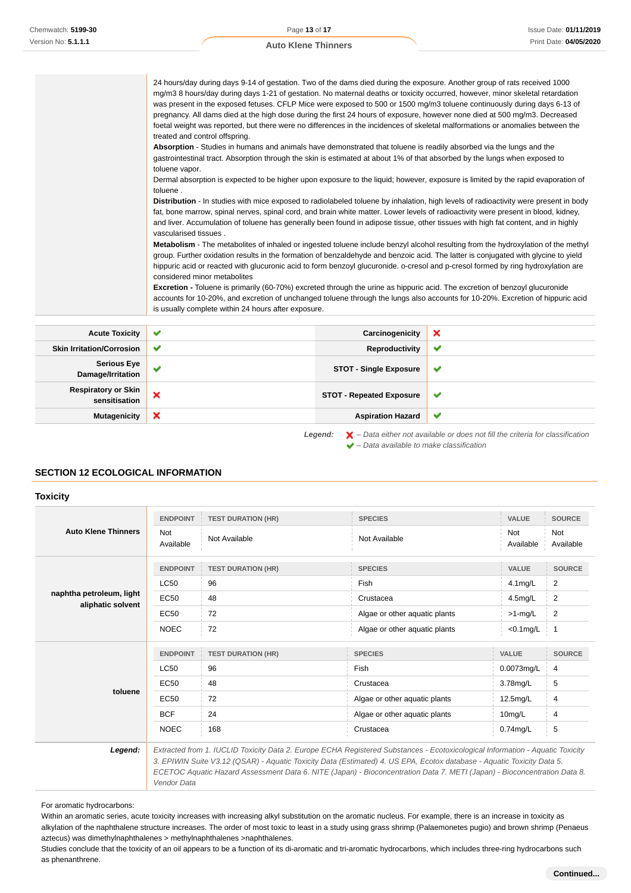| | |
|---|---|
| | 24 hours/day during days 9-14 of gestation. Two of the dams died during the exposure. Another group of rats received 1000 mg/m3 8 hours/day during days 1-21 of gestation. No maternal deaths or toxicity occurred, however, minor skeletal retardation was present in the exposed fetuses. CFLP Mice were exposed to 500 or 1500 mg/m3 toluene continuously during days 6-13 of pregnancy. All dams died at the high dose during the first 24 hours of exposure, however none died at 500 mg/m3. Decreased foetal weight was reported, but there were no differences in the incidences of skeletal malformations or anomalies between the treated and control offspring.<br>**Absorption** - Studies in humans and animals have demonstrated that toluene is readily absorbed via the lungs and the gastrointestinal tract. Absorption through the skin is estimated at about 1% of that absorbed by the lungs when exposed to toluene vapor.<br>Dermal absorption is expected to be higher upon exposure to the liquid; however, exposure is limited by the rapid evaporation of toluene .<br>**Distribution** - In studies with mice exposed to radiolabeled toluene by inhalation, high levels of radioactivity were present in body fat, bone marrow, spinal nerves, spinal cord, and brain white matter. Lower levels of radioactivity were present in blood, kidney, and liver. Accumulation of toluene has generally been found in adipose tissue, other tissues with high fat content, and in highly vascularised tissues .<br>**Metabolism** - The metabolites of inhaled or ingested toluene include benzyl alcohol resulting from the hydroxylation of the methyl group. Further oxidation results in the formation of benzaldehyde and benzoic acid. The latter is conjugated with glycine to yield hippuric acid or reacted with glucuronic acid to form benzoyl glucuronide. o-cresol and p-cresol formed by ring hydroxylation are considered minor metabolites<br>**Excretion -** Toluene is primarily (60-70%) excreted through the urine as hippuric acid. The excretion of benzoyl glucuronide accounts for 10-20%, and excretion of unchanged toluene through the lungs also accounts for 10-20%. Excretion of hippuric acid is usually complete within 24 hours after exposure. |

| | | | |
|---|---|---|---|
| **Acute Toxicity** | ✔ | **Carcinogenicity** | ✘ |
| **Skin Irritation/Corrosion** | ✔ | **Reproductivity** | ✔ |
| **Serious Eye Damage/Irritation** | ✔ | **STOT - Single Exposure** | ✔ |
| **Respiratory or Skin sensitisation** | ✘ | **STOT - Repeated Exposure** | ✔ |
| **Mutagenicity** | ✘ | **Aspiration Hazard** | ✔ |

***Legend:*** ✘ *– Data either not available or does not fill the criteria for classification*
✔ *– Data available to make classification*

## SECTION 12 ECOLOGICAL INFORMATION

### Toxicity

| | ENDPOINT | TEST DURATION (HR) | SPECIES | VALUE | SOURCE |
|---|---|---|---|---|---|
| **Auto Klene Thinners** | Not Available | Not Available | Not Available | Not Available | Not Available |

| | ENDPOINT | TEST DURATION (HR) | SPECIES | VALUE | SOURCE |
|---|---|---|---|---|---|
| **naphtha petroleum, light aliphatic solvent** | LC50 | 96 | Fish | 4.1mg/L | 2 |
| | EC50 | 48 | Crustacea | 4.5mg/L | 2 |
| | EC50 | 72 | Algae or other aquatic plants | >1-mg/L | 2 |
| | NOEC | 72 | Algae or other aquatic plants | <0.1mg/L | 1 |

| | ENDPOINT | TEST DURATION (HR) | SPECIES | VALUE | SOURCE |
|---|---|---|---|---|---|
| **toluene** | LC50 | 96 | Fish | 0.0073mg/L | 4 |
| | EC50 | 48 | Crustacea | 3.78mg/L | 5 |
| | EC50 | 72 | Algae or other aquatic plants | 12.5mg/L | 4 |
| | BCF | 24 | Algae or other aquatic plants | 10mg/L | 4 |
| | NOEC | 168 | Crustacea | 0.74mg/L | 5 |

***Legend:*** *Extracted from 1. IUCLID Toxicity Data 2. Europe ECHA Registered Substances - Ecotoxicological Information - Aquatic Toxicity 3. EPIWIN Suite V3.12 (QSAR) - Aquatic Toxicity Data (Estimated) 4. US EPA, Ecotox database - Aquatic Toxicity Data 5. ECETOC Aquatic Hazard Assessment Data 6. NITE (Japan) - Bioconcentration Data 7. METI (Japan) - Bioconcentration Data 8. Vendor Data*

For aromatic hydrocarbons:
Within an aromatic series, acute toxicity increases with increasing alkyl substitution on the aromatic nucleus. For example, there is an increase in toxicity as alkylation of the naphthalene structure increases. The order of most toxic to least in a study using grass shrimp (Palaemonetes pugio) and brown shrimp (Penaeus aztecus) was dimethylnaphthalenes > methylnaphthalenes >naphthalenes.
Studies conclude that the toxicity of an oil appears to be a function of its di-aromatic and tri-aromatic hydrocarbons, which includes three-ring hydrocarbons such as phenanthrene.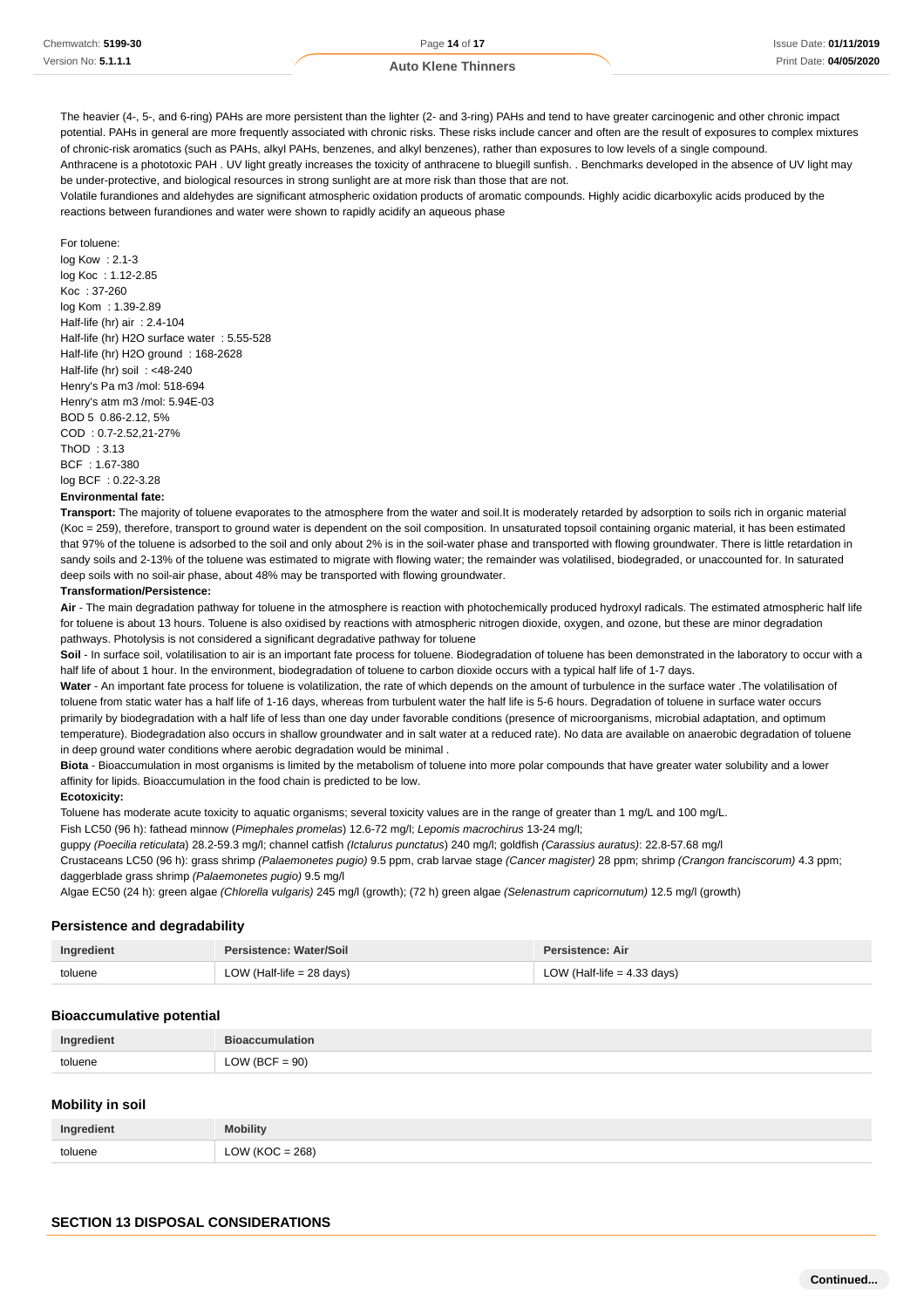The heavier (4-, 5-, and 6-ring) PAHs are more persistent than the lighter (2- and 3-ring) PAHs and tend to have greater carcinogenic and other chronic impact potential. PAHs in general are more frequently associated with chronic risks. These risks include cancer and often are the result of exposures to complex mixtures of chronic-risk aromatics (such as PAHs, alkyl PAHs, benzenes, and alkyl benzenes), rather than exposures to low levels of a single compound.
Anthracene is a phototoxic PAH . UV light greatly increases the toxicity of anthracene to bluegill sunfish. . Benchmarks developed in the absence of UV light may be under-protective, and biological resources in strong sunlight are at more risk than those that are not.
Volatile furandiones and aldehydes are significant atmospheric oxidation products of aromatic compounds. Highly acidic dicarboxylic acids produced by the reactions between furandiones and water were shown to rapidly acidify an aqueous phase

For toluene:
log Kow : 2.1-3
log Koc : 1.12-2.85
Koc : 37-260
log Kom : 1.39-2.89
Half-life (hr) air : 2.4-104
Half-life (hr) H2O surface water : 5.55-528
Half-life (hr) H2O ground : 168-2628
Half-life (hr) soil : <48-240
Henry's Pa m3 /mol: 518-694
Henry's atm m3 /mol: 5.94E-03
BOD 5 0.86-2.12, 5%
COD : 0.7-2.52,21-27%
ThOD : 3.13
BCF : 1.67-380
log BCF : 0.22-3.28

**Environmental fate:**

**Transport:** The majority of toluene evaporates to the atmosphere from the water and soil.It is moderately retarded by adsorption to soils rich in organic material (Koc = 259), therefore, transport to ground water is dependent on the soil composition. In unsaturated topsoil containing organic material, it has been estimated that 97% of the toluene is adsorbed to the soil and only about 2% is in the soil-water phase and transported with flowing groundwater. There is little retardation in sandy soils and 2-13% of the toluene was estimated to migrate with flowing water; the remainder was volatilised, biodegraded, or unaccounted for. In saturated deep soils with no soil-air phase, about 48% may be transported with flowing groundwater.

**Transformation/Persistence:**

**Air** - The main degradation pathway for toluene in the atmosphere is reaction with photochemically produced hydroxyl radicals. The estimated atmospheric half life for toluene is about 13 hours. Toluene is also oxidised by reactions with atmospheric nitrogen dioxide, oxygen, and ozone, but these are minor degradation pathways. Photolysis is not considered a significant degradative pathway for toluene

**Soil** - In surface soil, volatilisation to air is an important fate process for toluene. Biodegradation of toluene has been demonstrated in the laboratory to occur with a half life of about 1 hour. In the environment, biodegradation of toluene to carbon dioxide occurs with a typical half life of 1-7 days.

**Water** - An important fate process for toluene is volatilization, the rate of which depends on the amount of turbulence in the surface water .The volatilisation of toluene from static water has a half life of 1-16 days, whereas from turbulent water the half life is 5-6 hours. Degradation of toluene in surface water occurs primarily by biodegradation with a half life of less than one day under favorable conditions (presence of microorganisms, microbial adaptation, and optimum temperature). Biodegradation also occurs in shallow groundwater and in salt water at a reduced rate). No data are available on anaerobic degradation of toluene in deep ground water conditions where aerobic degradation would be minimal .

**Biota** - Bioaccumulation in most organisms is limited by the metabolism of toluene into more polar compounds that have greater water solubility and a lower affinity for lipids. Bioaccumulation in the food chain is predicted to be low.

**Ecotoxicity:**

Toluene has moderate acute toxicity to aquatic organisms; several toxicity values are in the range of greater than 1 mg/L and 100 mg/L.
Fish LC50 (96 h): fathead minnow (*Pimephales promelas*) 12.6-72 mg/l; *Lepomis macrochirus* 13-24 mg/l;
guppy *(Poecilia reticulata)* 28.2-59.3 mg/l; channel catfish *(Ictalurus punctatus)* 240 mg/l; goldfish *(Carassius auratus)*: 22.8-57.68 mg/l
Crustaceans LC50 (96 h): grass shrimp *(Palaemonetes pugio)* 9.5 ppm, crab larvae stage *(Cancer magister)* 28 ppm; shrimp *(Crangon franciscorum)* 4.3 ppm; daggerblade grass shrimp *(Palaemonetes pugio)* 9.5 mg/l
Algae EC50 (24 h): green algae *(Chlorella vulgaris)* 245 mg/l (growth); (72 h) green algae *(Selenastrum capricornutum)* 12.5 mg/l (growth)

### Persistence and degradability

| Ingredient | Persistence: Water/Soil | Persistence: Air |
|---|---|---|
| toluene | LOW (Half-life = 28 days) | LOW (Half-life = 4.33 days) |

### Bioaccumulative potential

| Ingredient | Bioaccumulation |
|---|---|
| toluene | LOW (BCF = 90) |

### Mobility in soil

| Ingredient | Mobility |
|---|---|
| toluene | LOW (KOC = 268) |

## SECTION 13 DISPOSAL CONSIDERATIONS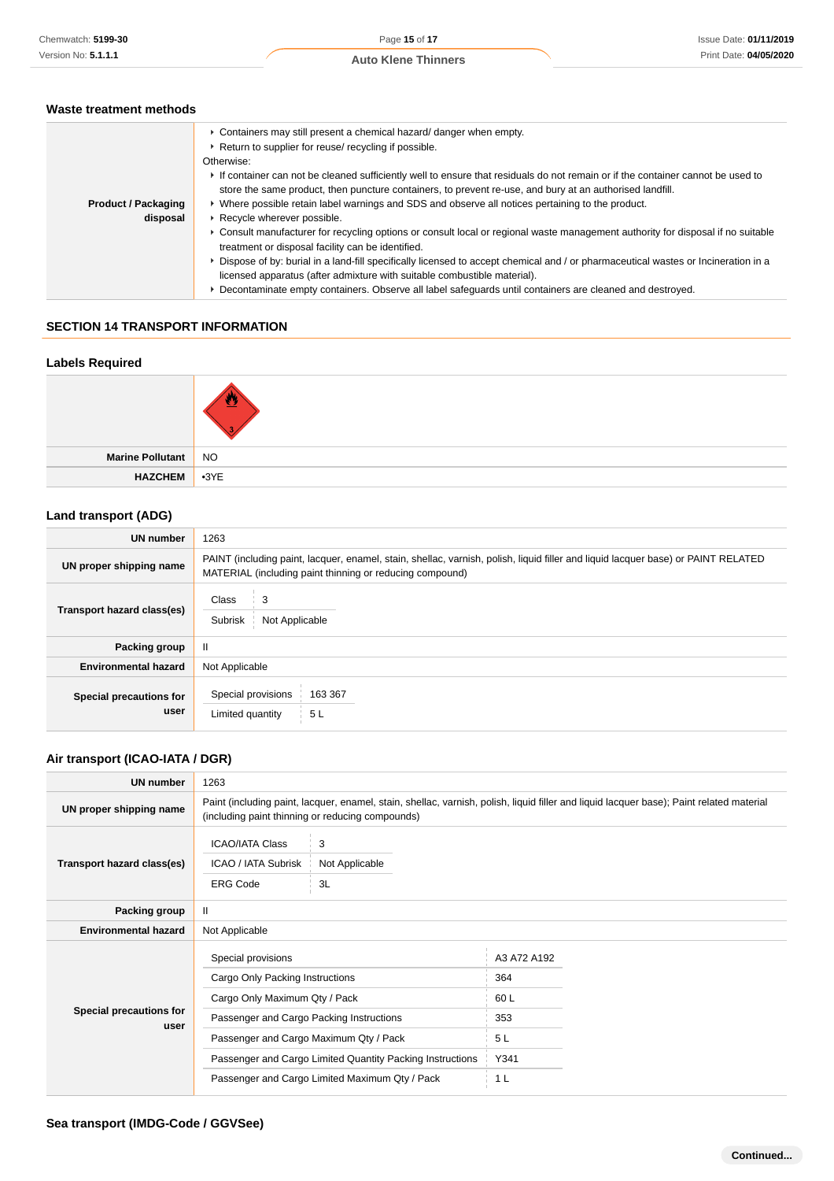### Waste treatment methods

| | |
|---|---|
| **Product / Packaging disposal** | ▸ Containers may still present a chemical hazard/ danger when empty.<br>▸ Return to supplier for reuse/ recycling if possible.<br>Otherwise:<br>▸ If container can not be cleaned sufficiently well to ensure that residuals do not remain or if the container cannot be used to store the same product, then puncture containers, to prevent re-use, and bury at an authorised landfill.<br>▸ Where possible retain label warnings and SDS and observe all notices pertaining to the product.<br>▸ Recycle wherever possible.<br>▸ Consult manufacturer for recycling options or consult local or regional waste management authority for disposal if no suitable treatment or disposal facility can be identified.<br>▸ Dispose of by: burial in a land-fill specifically licensed to accept chemical and / or pharmaceutical wastes or Incineration in a licensed apparatus (after admixture with suitable combustible material).<br>▸ Decontaminate empty containers. Observe all label safeguards until containers are cleaned and destroyed. |

## SECTION 14 TRANSPORT INFORMATION

### Labels Required

| | |
|---|---|
| | 3 |
| **Marine Pollutant** | NO |
| **HAZCHEM** | •3YE |

### Land transport (ADG)

| | |
|---|---|
| **UN number** | 1263 |
| **UN proper shipping name** | PAINT (including paint, lacquer, enamel, stain, shellac, varnish, polish, liquid filler and liquid lacquer base) or PAINT RELATED MATERIAL (including paint thinning or reducing compound) |
| **Transport hazard class(es)** | Class: 3<br>Subrisk: Not Applicable |
| **Packing group** | II |
| **Environmental hazard** | Not Applicable |
| **Special precautions for user** | Special provisions: 163 367<br>Limited quantity: 5 L |

### Air transport (ICAO-IATA / DGR)

| | |
|---|---|
| **UN number** | 1263 |
| **UN proper shipping name** | Paint (including paint, lacquer, enamel, stain, shellac, varnish, polish, liquid filler and liquid lacquer base); Paint related material (including paint thinning or reducing compounds) |
| **Transport hazard class(es)** | ICAO/IATA Class: 3<br>ICAO / IATA Subrisk: Not Applicable<br>ERG Code: 3L |
| **Packing group** | II |
| **Environmental hazard** | Not Applicable |
| **Special precautions for user** | Special provisions: A3 A72 A192<br>Cargo Only Packing Instructions: 364<br>Cargo Only Maximum Qty / Pack: 60 L<br>Passenger and Cargo Packing Instructions: 353<br>Passenger and Cargo Maximum Qty / Pack: 5 L<br>Passenger and Cargo Limited Quantity Packing Instructions: Y341<br>Passenger and Cargo Limited Maximum Qty / Pack: 1 L |

### Sea transport (IMDG-Code / GGVSee)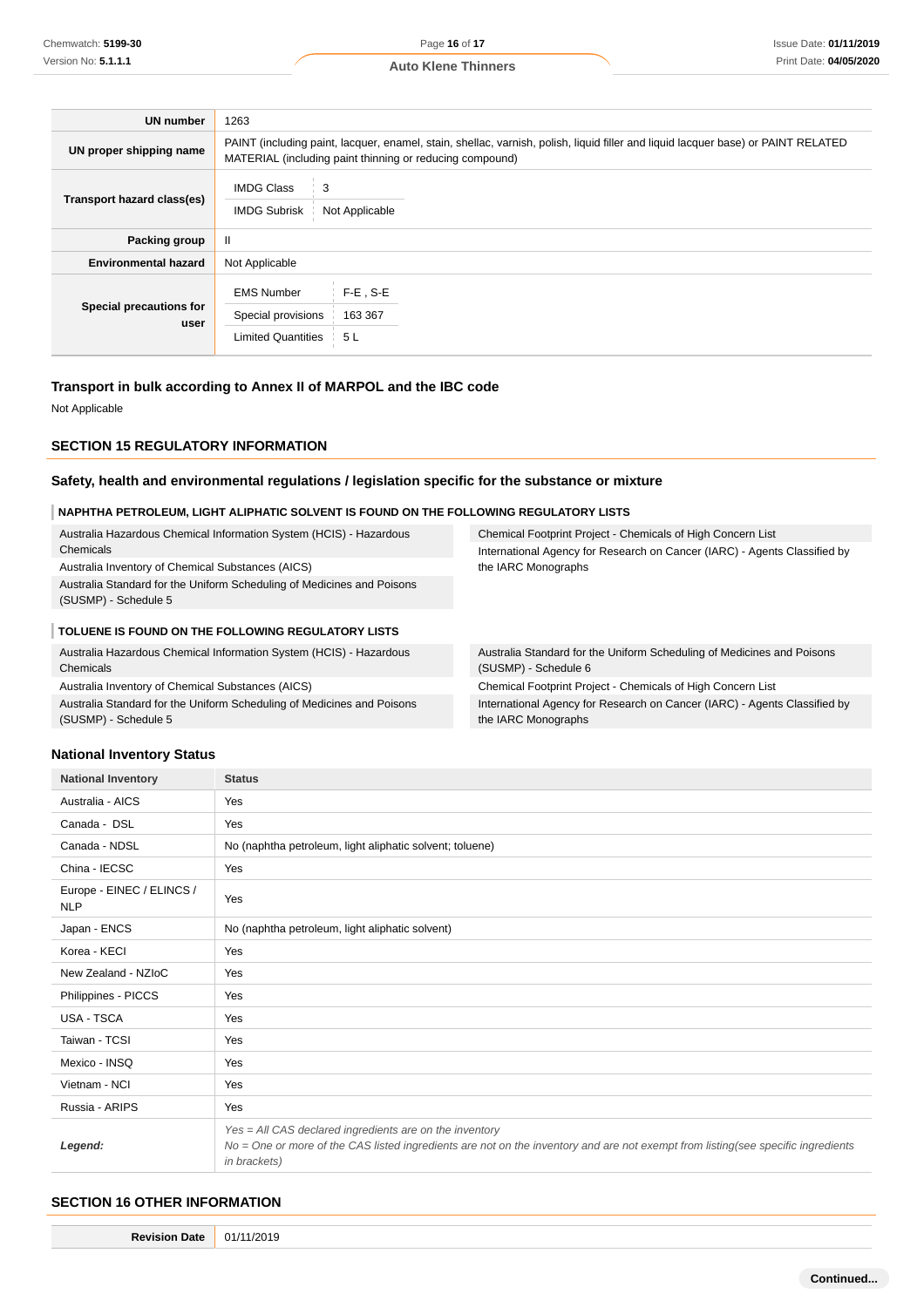| | |
|---|---|
| **UN number** | 1263 |
| **UN proper shipping name** | PAINT (including paint, lacquer, enamel, stain, shellac, varnish, polish, liquid filler and liquid lacquer base) or PAINT RELATED MATERIAL (including paint thinning or reducing compound) |
| **Transport hazard class(es)** | IMDG Class: 3<br>IMDG Subrisk: Not Applicable |
| **Packing group** | II |
| **Environmental hazard** | Not Applicable |
| **Special precautions for user** | EMS Number: F-E , S-E<br>Special provisions: 163 367<br>Limited Quantities: 5 L |

### Transport in bulk according to Annex II of MARPOL and the IBC code

Not Applicable

## SECTION 15 REGULATORY INFORMATION

### Safety, health and environmental regulations / legislation specific for the substance or mixture

#### NAPHTHA PETROLEUM, LIGHT ALIPHATIC SOLVENT IS FOUND ON THE FOLLOWING REGULATORY LISTS

- Australia Hazardous Chemical Information System (HCIS) - Hazardous Chemicals
- Australia Inventory of Chemical Substances (AICS)
- Australia Standard for the Uniform Scheduling of Medicines and Poisons (SUSMP) - Schedule 5
- Chemical Footprint Project - Chemicals of High Concern List
- International Agency for Research on Cancer (IARC) - Agents Classified by the IARC Monographs

#### TOLUENE IS FOUND ON THE FOLLOWING REGULATORY LISTS

- Australia Hazardous Chemical Information System (HCIS) - Hazardous Chemicals
- Australia Inventory of Chemical Substances (AICS)
- Australia Standard for the Uniform Scheduling of Medicines and Poisons (SUSMP) - Schedule 5
- Australia Standard for the Uniform Scheduling of Medicines and Poisons (SUSMP) - Schedule 6
- Chemical Footprint Project - Chemicals of High Concern List
- International Agency for Research on Cancer (IARC) - Agents Classified by the IARC Monographs

### National Inventory Status

| National Inventory | Status |
|---|---|
| Australia - AICS | Yes |
| Canada - DSL | Yes |
| Canada - NDSL | No (naphtha petroleum, light aliphatic solvent; toluene) |
| China - IECSC | Yes |
| Europe - EINEC / ELINCS / NLP | Yes |
| Japan - ENCS | No (naphtha petroleum, light aliphatic solvent) |
| Korea - KECI | Yes |
| New Zealand - NZIoC | Yes |
| Philippines - PICCS | Yes |
| USA - TSCA | Yes |
| Taiwan - TCSI | Yes |
| Mexico - INSQ | Yes |
| Vietnam - NCI | Yes |
| Russia - ARIPS | Yes |
| ***Legend:*** | *Yes = All CAS declared ingredients are on the inventory*<br>*No = One or more of the CAS listed ingredients are not on the inventory and are not exempt from listing(see specific ingredients in brackets)* |

## SECTION 16 OTHER INFORMATION

| | |
|---|---|
| **Revision Date** | 01/11/2019 |

**Continued...**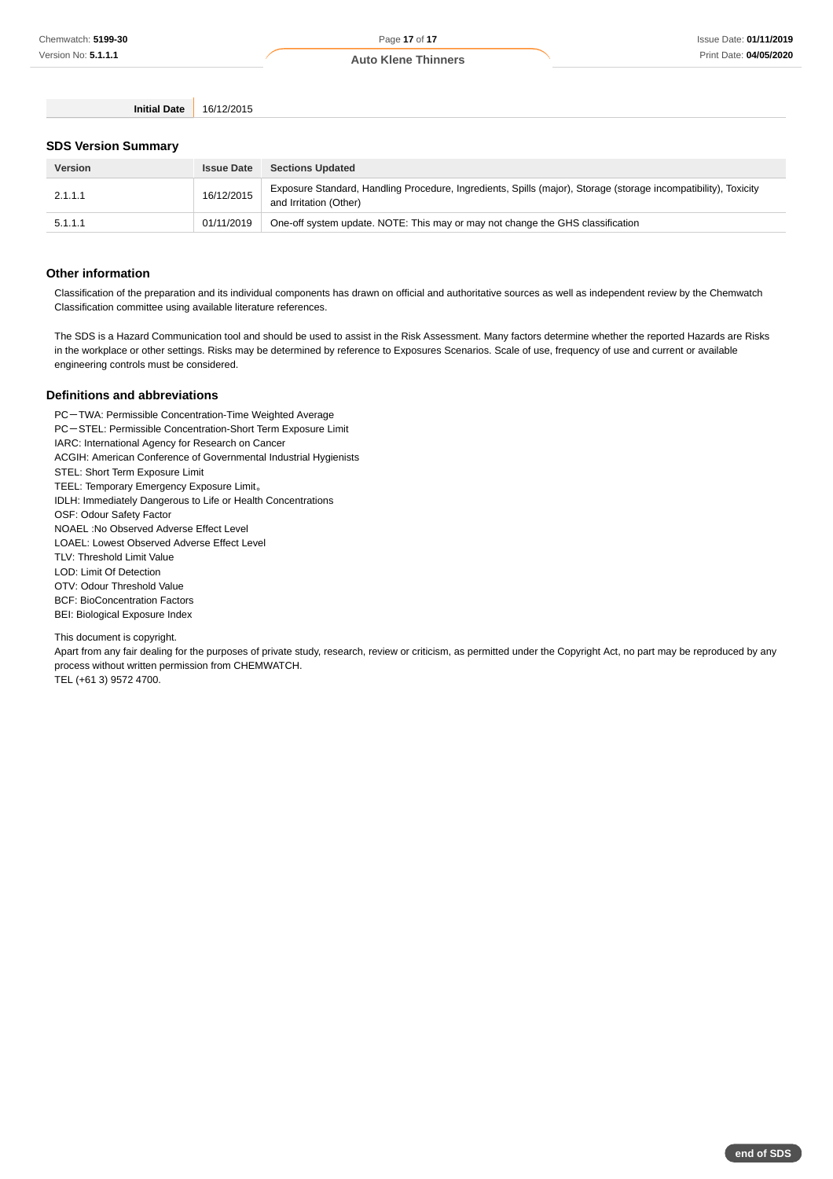| | |
|---|---|
| **Initial Date** | 16/12/2015 |

## SDS Version Summary

| Version | Issue Date | Sections Updated |
|---|---|---|
| 2.1.1.1 | 16/12/2015 | Exposure Standard, Handling Procedure, Ingredients, Spills (major), Storage (storage incompatibility), Toxicity and Irritation (Other) |
| 5.1.1.1 | 01/11/2019 | One-off system update. NOTE: This may or may not change the GHS classification |

## Other information

Classification of the preparation and its individual components has drawn on official and authoritative sources as well as independent review by the Chemwatch Classification committee using available literature references.

The SDS is a Hazard Communication tool and should be used to assist in the Risk Assessment. Many factors determine whether the reported Hazards are Risks in the workplace or other settings. Risks may be determined by reference to Exposures Scenarios. Scale of use, frequency of use and current or available engineering controls must be considered.

## Definitions and abbreviations

PC－TWA: Permissible Concentration-Time Weighted Average
PC－STEL: Permissible Concentration-Short Term Exposure Limit
IARC: International Agency for Research on Cancer
ACGIH: American Conference of Governmental Industrial Hygienists
STEL: Short Term Exposure Limit
TEEL: Temporary Emergency Exposure Limit。
IDLH: Immediately Dangerous to Life or Health Concentrations
OSF: Odour Safety Factor
NOAEL :No Observed Adverse Effect Level
LOAEL: Lowest Observed Adverse Effect Level
TLV: Threshold Limit Value
LOD: Limit Of Detection
OTV: Odour Threshold Value
BCF: BioConcentration Factors
BEI: Biological Exposure Index

This document is copyright.
Apart from any fair dealing for the purposes of private study, research, review or criticism, as permitted under the Copyright Act, no part may be reproduced by any process without written permission from CHEMWATCH.
TEL (+61 3) 9572 4700.

end of SDS